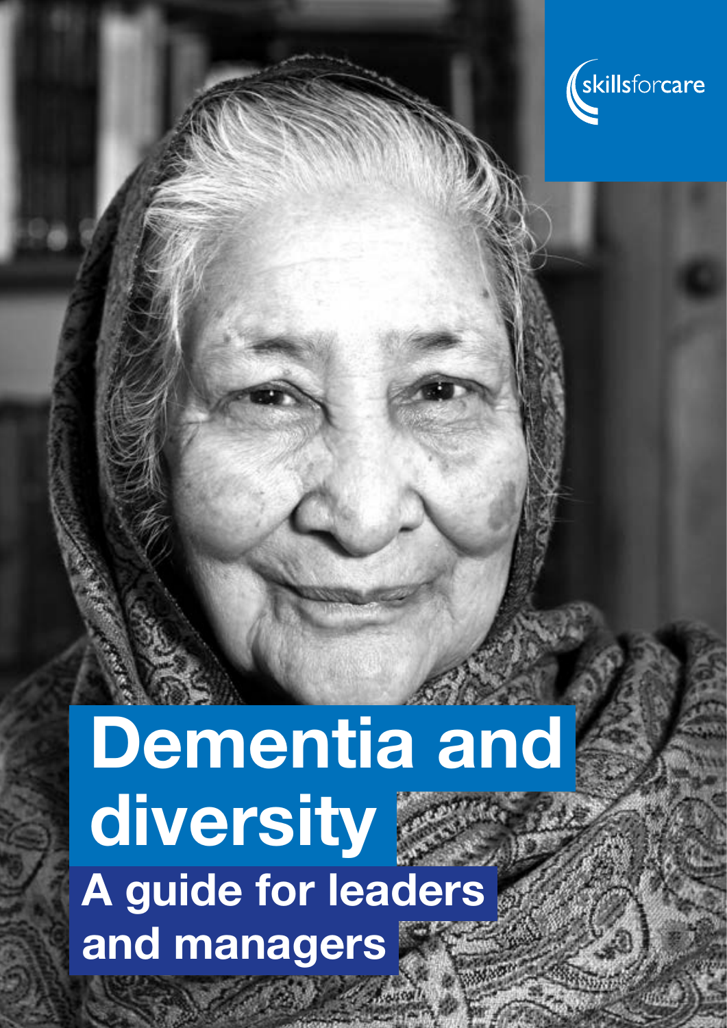skillsforcare

# Dementia and diversity

## A guide for leaders and managers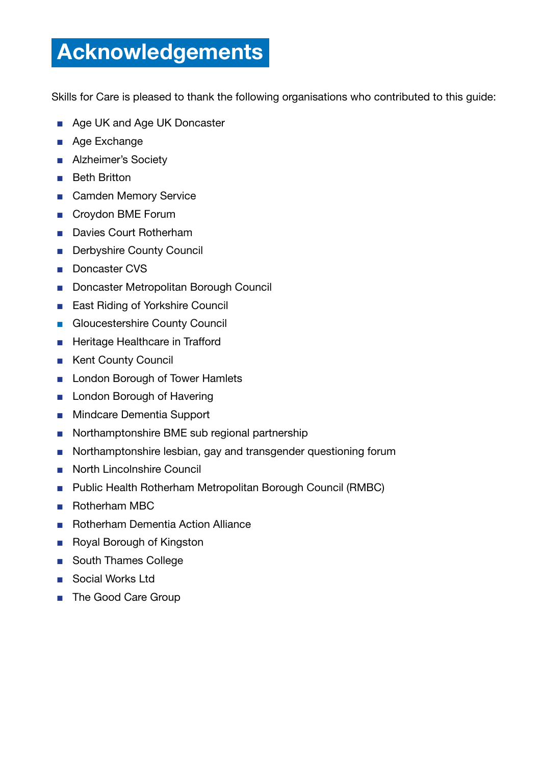# Acknowledgements

Skills for Care is pleased to thank the following organisations who contributed to this guide:

- Age UK and Age UK Doncaster
- Age Exchange
- Alzheimer's Society
- Beth Britton
- Camden Memory Service
- Croydon BME Forum
- Davies Court Rotherham
- Derbyshire County Council
- Doncaster CVS
- Doncaster Metropolitan Borough Council
- East Riding of Yorkshire Council
- Gloucestershire County Council
- Heritage Healthcare in Trafford
- Kent County Council
- London Borough of Tower Hamlets
- London Borough of Havering
- Mindcare Dementia Support
- Northamptonshire BME sub regional partnership
- Northamptonshire lesbian, gay and transgender questioning forum
- North Lincolnshire Council
- Public Health Rotherham Metropolitan Borough Council (RMBC)
- Rotherham MBC
- Rotherham Dementia Action Alliance
- Royal Borough of Kingston
- South Thames College
- Social Works Ltd
- The Good Care Group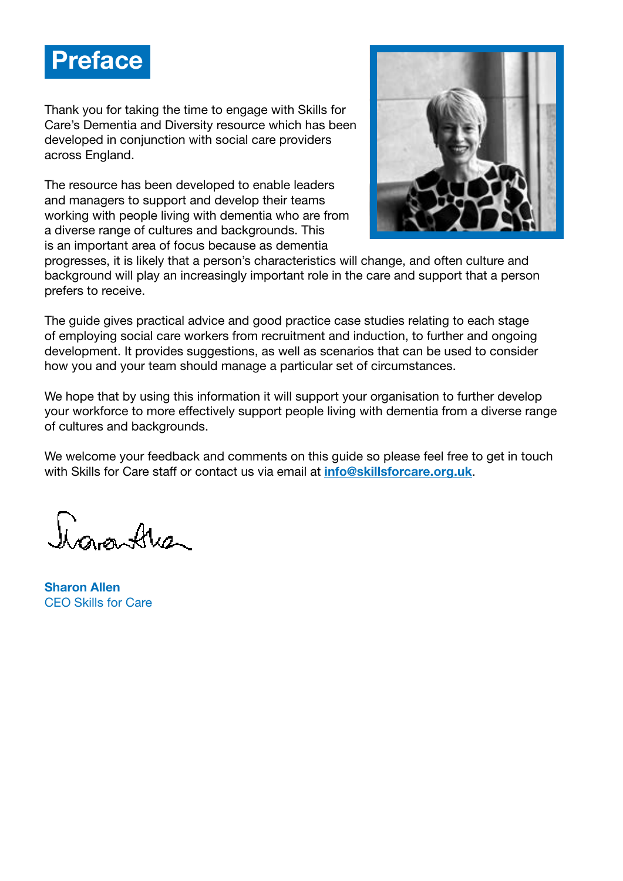# Preface

Thank you for taking the time to engage with Skills for Care's Dementia and Diversity resource which has been developed in conjunction with social care providers across England.

The resource has been developed to enable leaders and managers to support and develop their teams working with people living with dementia who are from a diverse range of cultures and backgrounds. This is an important area of focus because as dementia progresses, it is likely that a person's characteristics will change, and often culture and background will play an increasingly important role in the care and support that a person prefers to receive.

The guide gives practical advice and good practice case studies relating to each stage of employing social care workers from recruitment and induction, to further and ongoing development. It provides suggestions, as well as scenarios that can be used to consider how you and your team should manage a particular set of circumstances.

We hope that by using this information it will support your organisation to further develop your workforce to more effectively support people living with dementia from a diverse range of cultures and backgrounds.

We welcome your feedback and comments on this guide so please feel free to get in touch with Skills for Care staff or contact us via email at **info@skillsforcare.org.uk**.

**Sharon Allen**
CEO Skills for Care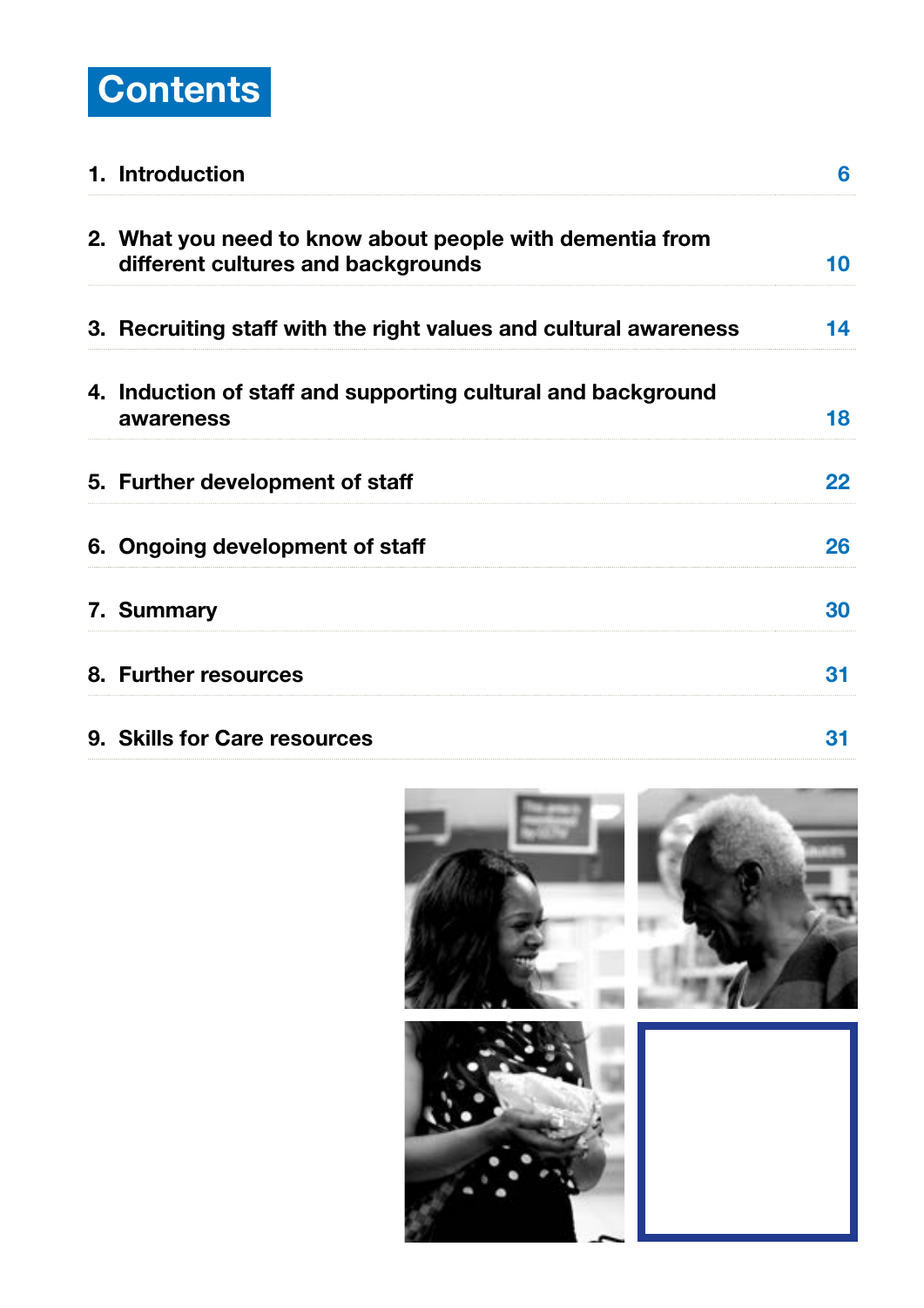# Contents

| | |
|---|---|
| 1. Introduction | 6 |
| 2. What you need to know about people with dementia from different cultures and backgrounds | 10 |
| 3. Recruiting staff with the right values and cultural awareness | 14 |
| 4. Induction of staff and supporting cultural and background awareness | 18 |
| 5. Further development of staff | 22 |
| 6. Ongoing development of staff | 26 |
| 7. Summary | 30 |
| 8. Further resources | 31 |
| 9. Skills for Care resources | 31 |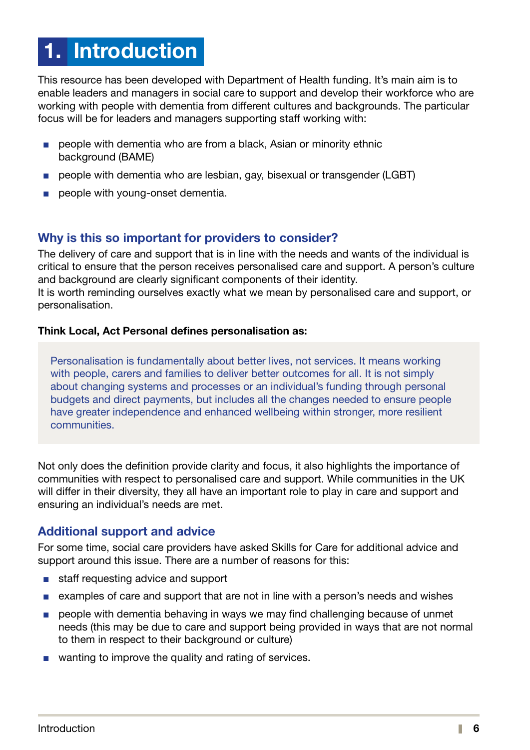# 1. Introduction

This resource has been developed with Department of Health funding. It's main aim is to enable leaders and managers in social care to support and develop their workforce who are working with people with dementia from different cultures and backgrounds. The particular focus will be for leaders and managers supporting staff working with:

- people with dementia who are from a black, Asian or minority ethnic background (BAME)
- people with dementia who are lesbian, gay, bisexual or transgender (LGBT)
- people with young-onset dementia.

## Why is this so important for providers to consider?

The delivery of care and support that is in line with the needs and wants of the individual is critical to ensure that the person receives personalised care and support. A person's culture and background are clearly significant components of their identity.
It is worth reminding ourselves exactly what we mean by personalised care and support, or personalisation.

**Think Local, Act Personal defines personalisation as:**

> Personalisation is fundamentally about better lives, not services. It means working with people, carers and families to deliver better outcomes for all. It is not simply about changing systems and processes or an individual's funding through personal budgets and direct payments, but includes all the changes needed to ensure people have greater independence and enhanced wellbeing within stronger, more resilient communities.

Not only does the definition provide clarity and focus, it also highlights the importance of communities with respect to personalised care and support. While communities in the UK will differ in their diversity, they all have an important role to play in care and support and ensuring an individual's needs are met.

## Additional support and advice

For some time, social care providers have asked Skills for Care for additional advice and support around this issue. There are a number of reasons for this:

- staff requesting advice and support
- examples of care and support that are not in line with a person's needs and wishes
- people with dementia behaving in ways we may find challenging because of unmet needs (this may be due to care and support being provided in ways that are not normal to them in respect to their background or culture)
- wanting to improve the quality and rating of services.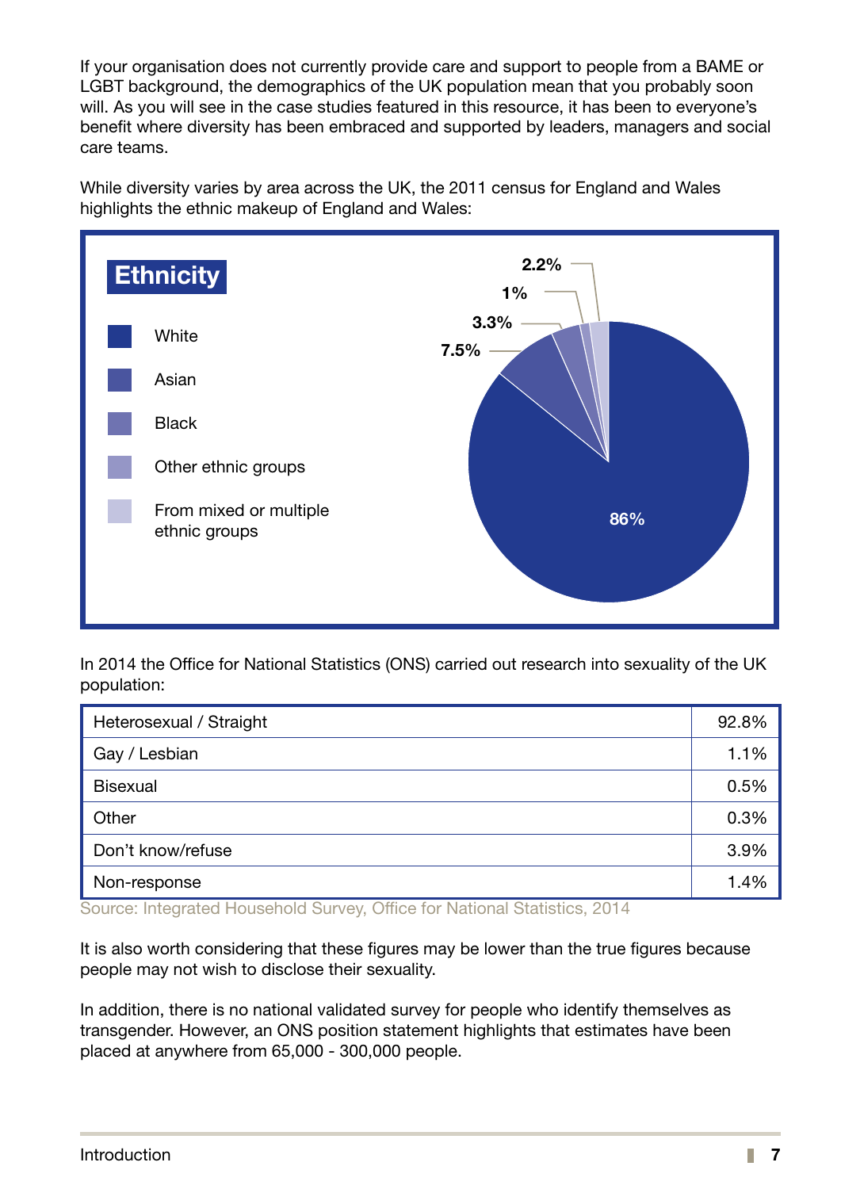If your organisation does not currently provide care and support to people from a BAME or LGBT background, the demographics of the UK population mean that you probably soon will. As you will see in the case studies featured in this resource, it has been to everyone's benefit where diversity has been embraced and supported by leaders, managers and social care teams.

While diversity varies by area across the UK, the 2011 census for England and Wales highlights the ethnic makeup of England and Wales:

**Ethnicity**

| Ethnicity | % |
|---|---|
| White | 86% |
| Asian | 7.5% |
| Black | 3.3% |
| Other ethnic groups | 1% |
| From mixed or multiple ethnic groups | 2.2% |

In 2014 the Office for National Statistics (ONS) carried out research into sexuality of the UK population:

| Sexuality | % |
|---|---|
| Heterosexual / Straight | 92.8% |
| Gay / Lesbian | 1.1% |
| Bisexual | 0.5% |
| Other | 0.3% |
| Don't know/refuse | 3.9% |
| Non-response | 1.4% |

Source: Integrated Household Survey, Office for National Statistics, 2014

It is also worth considering that these figures may be lower than the true figures because people may not wish to disclose their sexuality.

In addition, there is no national validated survey for people who identify themselves as transgender. However, an ONS position statement highlights that estimates have been placed at anywhere from 65,000 - 300,000 people.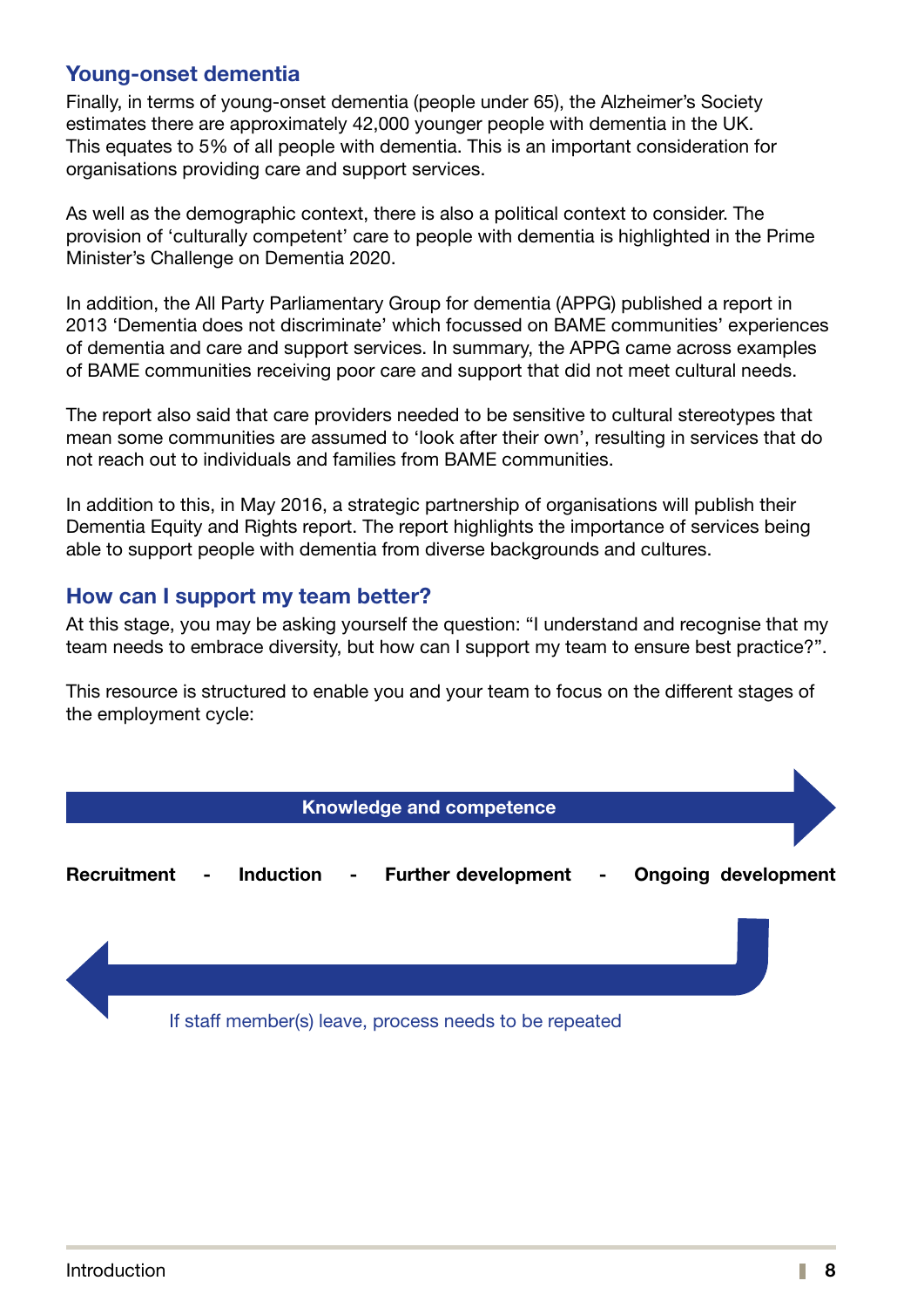## Young-onset dementia

Finally, in terms of young-onset dementia (people under 65), the Alzheimer's Society estimates there are approximately 42,000 younger people with dementia in the UK. This equates to 5% of all people with dementia. This is an important consideration for organisations providing care and support services.

As well as the demographic context, there is also a political context to consider. The provision of 'culturally competent' care to people with dementia is highlighted in the Prime Minister's Challenge on Dementia 2020.

In addition, the All Party Parliamentary Group for dementia (APPG) published a report in 2013 'Dementia does not discriminate' which focussed on BAME communities' experiences of dementia and care and support services. In summary, the APPG came across examples of BAME communities receiving poor care and support that did not meet cultural needs.

The report also said that care providers needed to be sensitive to cultural stereotypes that mean some communities are assumed to 'look after their own', resulting in services that do not reach out to individuals and families from BAME communities.

In addition to this, in May 2016, a strategic partnership of organisations will publish their Dementia Equity and Rights report. The report highlights the importance of services being able to support people with dementia from diverse backgrounds and cultures.

## How can I support my team better?

At this stage, you may be asking yourself the question: "I understand and recognise that my team needs to embrace diversity, but how can I support my team to ensure best practice?".

This resource is structured to enable you and your team to focus on the different stages of the employment cycle:

**Knowledge and competence**

**Recruitment - Induction - Further development - Ongoing development**

If staff member(s) leave, process needs to be repeated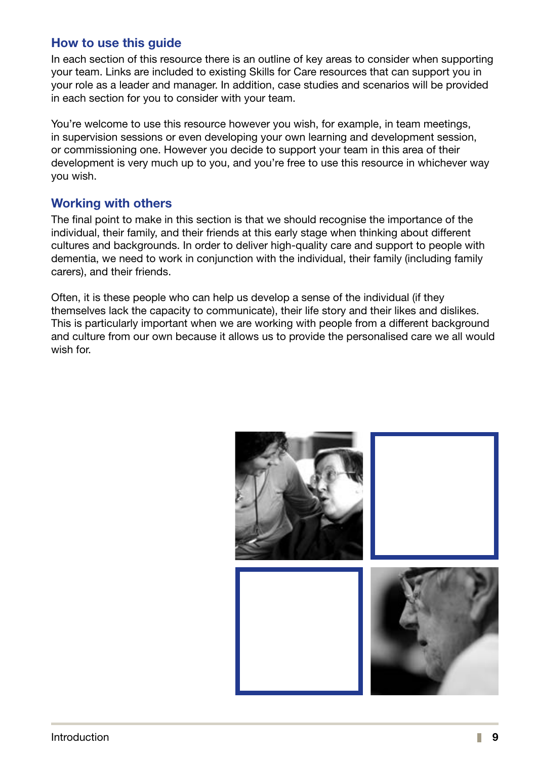## How to use this guide

In each section of this resource there is an outline of key areas to consider when supporting your team. Links are included to existing Skills for Care resources that can support you in your role as a leader and manager. In addition, case studies and scenarios will be provided in each section for you to consider with your team.

You're welcome to use this resource however you wish, for example, in team meetings, in supervision sessions or even developing your own learning and development session, or commissioning one. However you decide to support your team in this area of their development is very much up to you, and you're free to use this resource in whichever way you wish.

## Working with others

The final point to make in this section is that we should recognise the importance of the individual, their family, and their friends at this early stage when thinking about different cultures and backgrounds. In order to deliver high-quality care and support to people with dementia, we need to work in conjunction with the individual, their family (including family carers), and their friends.

Often, it is these people who can help us develop a sense of the individual (if they themselves lack the capacity to communicate), their life story and their likes and dislikes. This is particularly important when we are working with people from a different background and culture from our own because it allows us to provide the personalised care we all would wish for.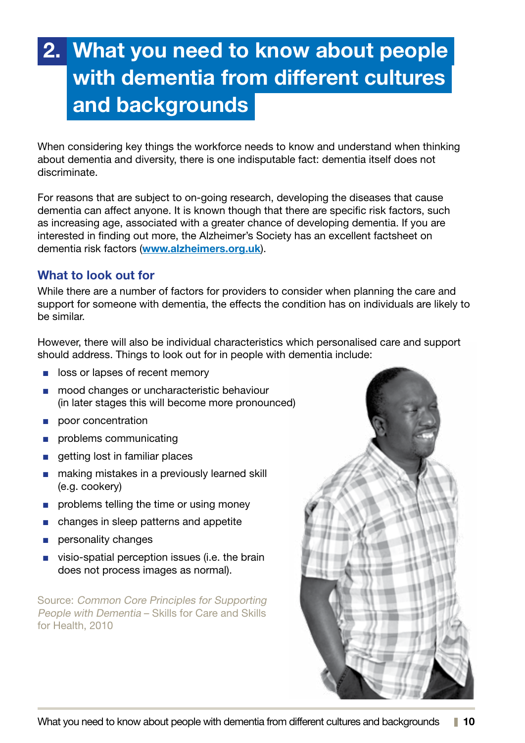# 2. What you need to know about people with dementia from different cultures and backgrounds

When considering key things the workforce needs to know and understand when thinking about dementia and diversity, there is one indisputable fact: dementia itself does not discriminate.

For reasons that are subject to on-going research, developing the diseases that cause dementia can affect anyone. It is known though that there are specific risk factors, such as increasing age, associated with a greater chance of developing dementia. If you are interested in finding out more, the Alzheimer's Society has an excellent factsheet on dementia risk factors (**www.alzheimers.org.uk**).

## What to look out for

While there are a number of factors for providers to consider when planning the care and support for someone with dementia, the effects the condition has on individuals are likely to be similar.

However, there will also be individual characteristics which personalised care and support should address. Things to look out for in people with dementia include:

- loss or lapses of recent memory
- mood changes or uncharacteristic behaviour (in later stages this will become more pronounced)
- poor concentration
- problems communicating
- getting lost in familiar places
- making mistakes in a previously learned skill (e.g. cookery)
- problems telling the time or using money
- changes in sleep patterns and appetite
- personality changes
- visio-spatial perception issues (i.e. the brain does not process images as normal).

Source: *Common Core Principles for Supporting People with Dementia* – Skills for Care and Skills for Health, 2010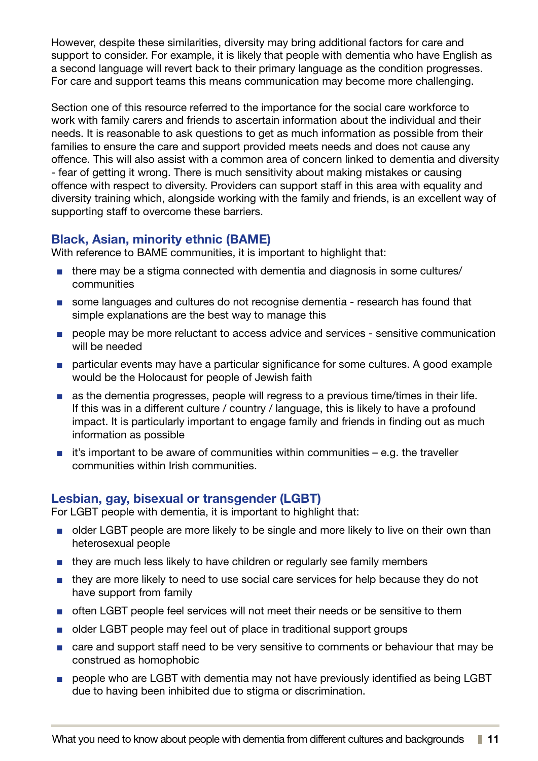However, despite these similarities, diversity may bring additional factors for care and support to consider. For example, it is likely that people with dementia who have English as a second language will revert back to their primary language as the condition progresses. For care and support teams this means communication may become more challenging.

Section one of this resource referred to the importance for the social care workforce to work with family carers and friends to ascertain information about the individual and their needs. It is reasonable to ask questions to get as much information as possible from their families to ensure the care and support provided meets needs and does not cause any offence. This will also assist with a common area of concern linked to dementia and diversity - fear of getting it wrong. There is much sensitivity about making mistakes or causing offence with respect to diversity. Providers can support staff in this area with equality and diversity training which, alongside working with the family and friends, is an excellent way of supporting staff to overcome these barriers.

## Black, Asian, minority ethnic (BAME)

With reference to BAME communities, it is important to highlight that:

- there may be a stigma connected with dementia and diagnosis in some cultures/ communities
- some languages and cultures do not recognise dementia - research has found that simple explanations are the best way to manage this
- people may be more reluctant to access advice and services - sensitive communication will be needed
- particular events may have a particular significance for some cultures. A good example would be the Holocaust for people of Jewish faith
- as the dementia progresses, people will regress to a previous time/times in their life. If this was in a different culture / country / language, this is likely to have a profound impact. It is particularly important to engage family and friends in finding out as much information as possible
- it's important to be aware of communities within communities – e.g. the traveller communities within Irish communities.

## Lesbian, gay, bisexual or transgender (LGBT)

For LGBT people with dementia, it is important to highlight that:

- older LGBT people are more likely to be single and more likely to live on their own than heterosexual people
- they are much less likely to have children or regularly see family members
- they are more likely to need to use social care services for help because they do not have support from family
- often LGBT people feel services will not meet their needs or be sensitive to them
- older LGBT people may feel out of place in traditional support groups
- care and support staff need to be very sensitive to comments or behaviour that may be construed as homophobic
- people who are LGBT with dementia may not have previously identified as being LGBT due to having been inhibited due to stigma or discrimination.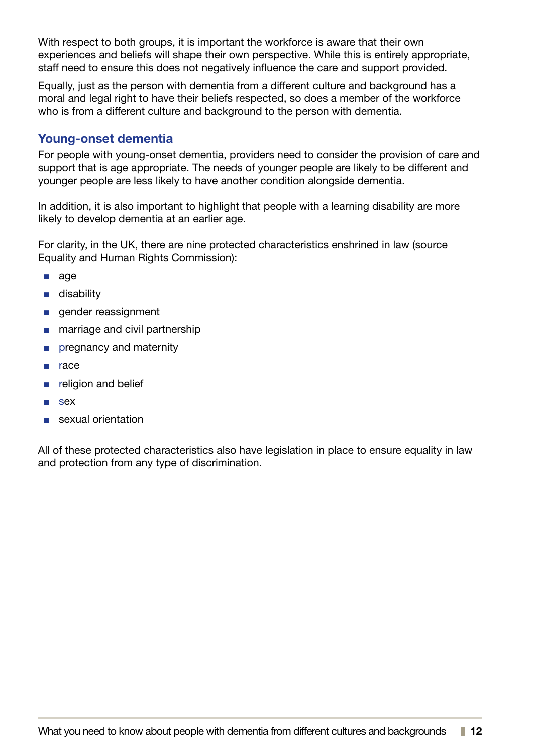With respect to both groups, it is important the workforce is aware that their own experiences and beliefs will shape their own perspective. While this is entirely appropriate, staff need to ensure this does not negatively influence the care and support provided.

Equally, just as the person with dementia from a different culture and background has a moral and legal right to have their beliefs respected, so does a member of the workforce who is from a different culture and background to the person with dementia.

## Young-onset dementia

For people with young-onset dementia, providers need to consider the provision of care and support that is age appropriate. The needs of younger people are likely to be different and younger people are less likely to have another condition alongside dementia.

In addition, it is also important to highlight that people with a learning disability are more likely to develop dementia at an earlier age.

For clarity, in the UK, there are nine protected characteristics enshrined in law (source Equality and Human Rights Commission):

- age
- disability
- gender reassignment
- marriage and civil partnership
- pregnancy and maternity
- race
- religion and belief
- sex
- sexual orientation

All of these protected characteristics also have legislation in place to ensure equality in law and protection from any type of discrimination.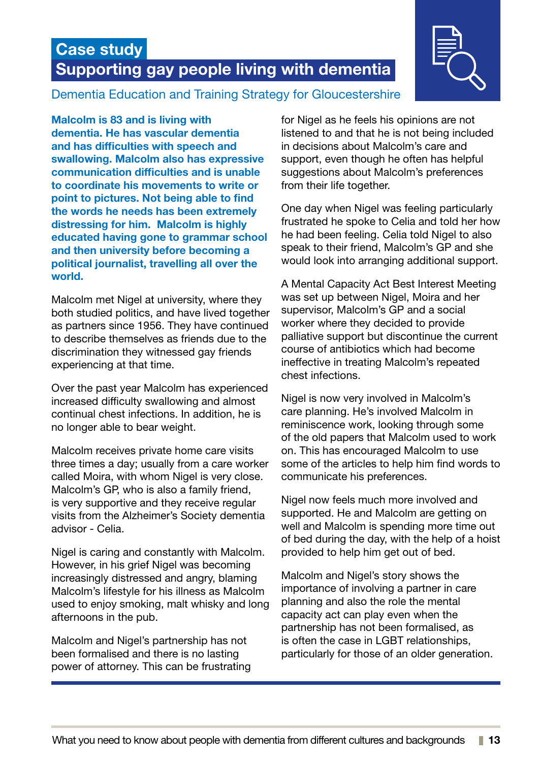# Case study

## Supporting gay people living with dementia

Dementia Education and Training Strategy for Gloucestershire

**Malcolm is 83 and is living with dementia. He has vascular dementia and has difficulties with speech and swallowing. Malcolm also has expressive communication difficulties and is unable to coordinate his movements to write or point to pictures. Not being able to find the words he needs has been extremely distressing for him. Malcolm is highly educated having gone to grammar school and then university before becoming a political journalist, travelling all over the world.**

Malcolm met Nigel at university, where they both studied politics, and have lived together as partners since 1956. They have continued to describe themselves as friends due to the discrimination they witnessed gay friends experiencing at that time.

Over the past year Malcolm has experienced increased difficulty swallowing and almost continual chest infections. In addition, he is no longer able to bear weight.

Malcolm receives private home care visits three times a day; usually from a care worker called Moira, with whom Nigel is very close. Malcolm's GP, who is also a family friend, is very supportive and they receive regular visits from the Alzheimer's Society dementia advisor - Celia.

Nigel is caring and constantly with Malcolm. However, in his grief Nigel was becoming increasingly distressed and angry, blaming Malcolm's lifestyle for his illness as Malcolm used to enjoy smoking, malt whisky and long afternoons in the pub.

Malcolm and Nigel's partnership has not been formalised and there is no lasting power of attorney. This can be frustrating for Nigel as he feels his opinions are not listened to and that he is not being included in decisions about Malcolm's care and support, even though he often has helpful suggestions about Malcolm's preferences from their life together.

One day when Nigel was feeling particularly frustrated he spoke to Celia and told her how he had been feeling. Celia told Nigel to also speak to their friend, Malcolm's GP and she would look into arranging additional support.

A Mental Capacity Act Best Interest Meeting was set up between Nigel, Moira and her supervisor, Malcolm's GP and a social worker where they decided to provide palliative support but discontinue the current course of antibiotics which had become ineffective in treating Malcolm's repeated chest infections.

Nigel is now very involved in Malcolm's care planning. He's involved Malcolm in reminiscence work, looking through some of the old papers that Malcolm used to work on. This has encouraged Malcolm to use some of the articles to help him find words to communicate his preferences.

Nigel now feels much more involved and supported. He and Malcolm are getting on well and Malcolm is spending more time out of bed during the day, with the help of a hoist provided to help him get out of bed.

Malcolm and Nigel's story shows the importance of involving a partner in care planning and also the role the mental capacity act can play even when the partnership has not been formalised, as is often the case in LGBT relationships, particularly for those of an older generation.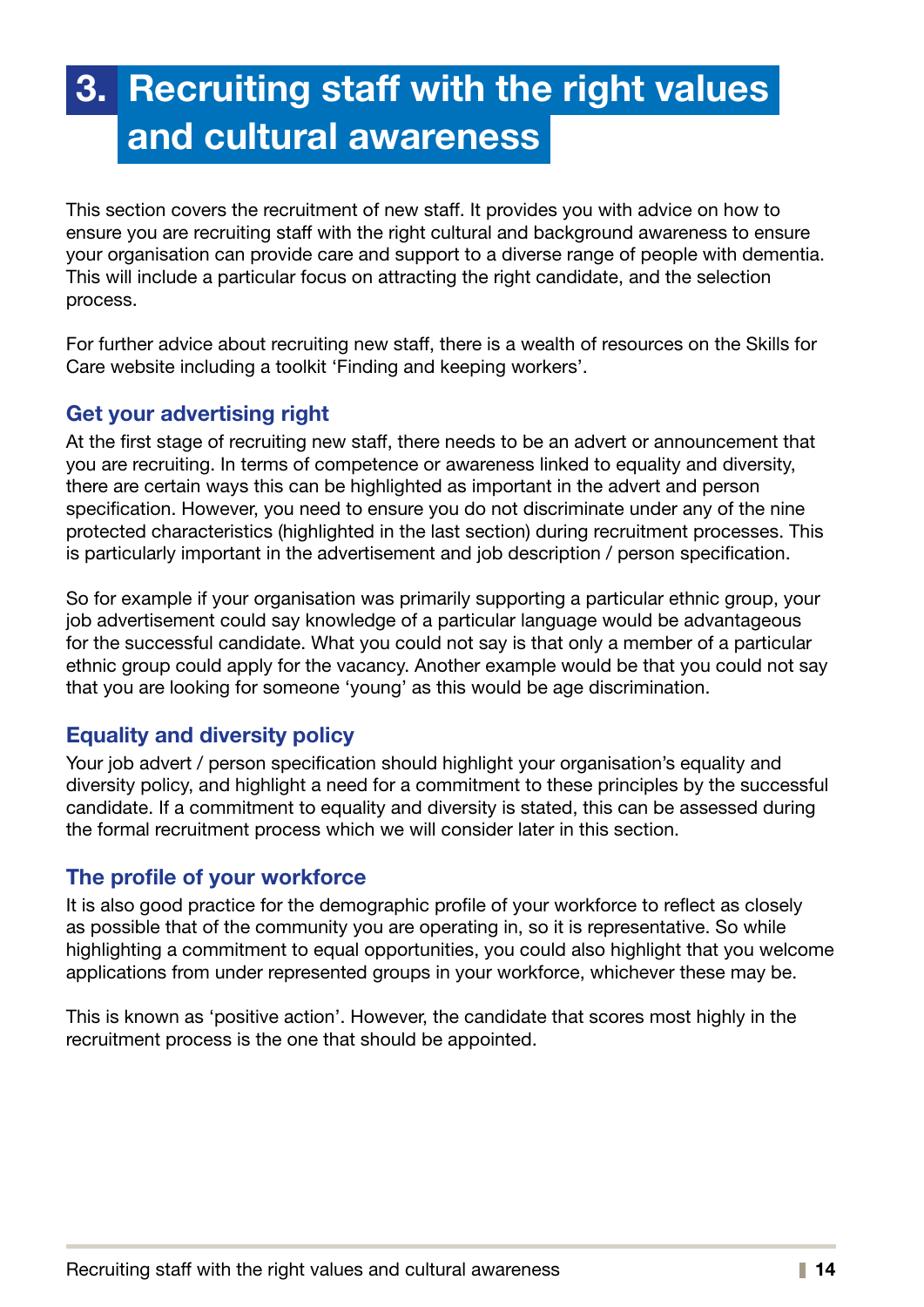# 3. Recruiting staff with the right values and cultural awareness

This section covers the recruitment of new staff. It provides you with advice on how to ensure you are recruiting staff with the right cultural and background awareness to ensure your organisation can provide care and support to a diverse range of people with dementia. This will include a particular focus on attracting the right candidate, and the selection process.

For further advice about recruiting new staff, there is a wealth of resources on the Skills for Care website including a toolkit 'Finding and keeping workers'.

## Get your advertising right

At the first stage of recruiting new staff, there needs to be an advert or announcement that you are recruiting. In terms of competence or awareness linked to equality and diversity, there are certain ways this can be highlighted as important in the advert and person specification. However, you need to ensure you do not discriminate under any of the nine protected characteristics (highlighted in the last section) during recruitment processes. This is particularly important in the advertisement and job description / person specification.

So for example if your organisation was primarily supporting a particular ethnic group, your job advertisement could say knowledge of a particular language would be advantageous for the successful candidate. What you could not say is that only a member of a particular ethnic group could apply for the vacancy. Another example would be that you could not say that you are looking for someone 'young' as this would be age discrimination.

## Equality and diversity policy

Your job advert / person specification should highlight your organisation's equality and diversity policy, and highlight a need for a commitment to these principles by the successful candidate. If a commitment to equality and diversity is stated, this can be assessed during the formal recruitment process which we will consider later in this section.

## The profile of your workforce

It is also good practice for the demographic profile of your workforce to reflect as closely as possible that of the community you are operating in, so it is representative. So while highlighting a commitment to equal opportunities, you could also highlight that you welcome applications from under represented groups in your workforce, whichever these may be.

This is known as 'positive action'. However, the candidate that scores most highly in the recruitment process is the one that should be appointed.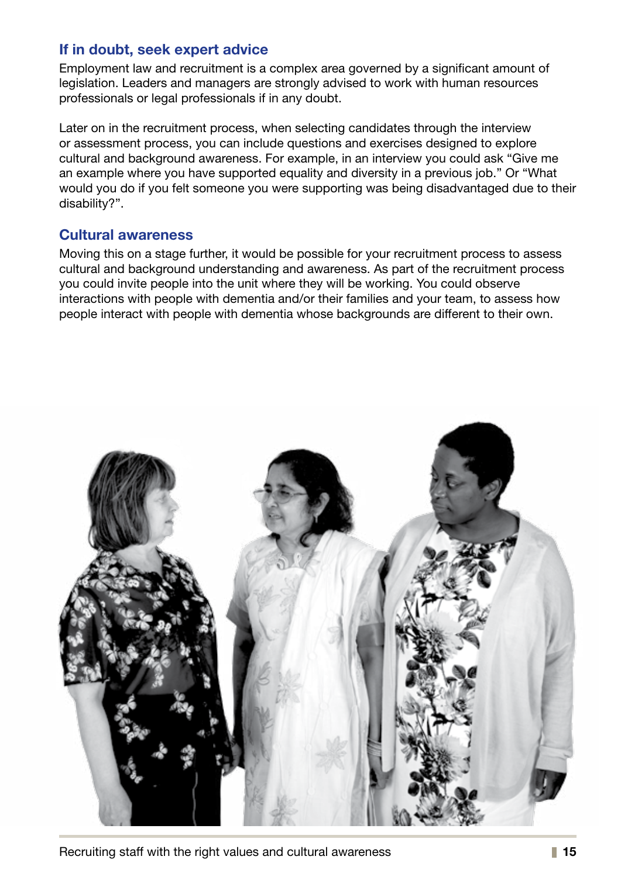## If in doubt, seek expert advice

Employment law and recruitment is a complex area governed by a significant amount of legislation. Leaders and managers are strongly advised to work with human resources professionals or legal professionals if in any doubt.

Later on in the recruitment process, when selecting candidates through the interview or assessment process, you can include questions and exercises designed to explore cultural and background awareness. For example, in an interview you could ask "Give me an example where you have supported equality and diversity in a previous job." Or "What would you do if you felt someone you were supporting was being disadvantaged due to their disability?".

## Cultural awareness

Moving this on a stage further, it would be possible for your recruitment process to assess cultural and background understanding and awareness. As part of the recruitment process you could invite people into the unit where they will be working. You could observe interactions with people with dementia and/or their families and your team, to assess how people interact with people with dementia whose backgrounds are different to their own.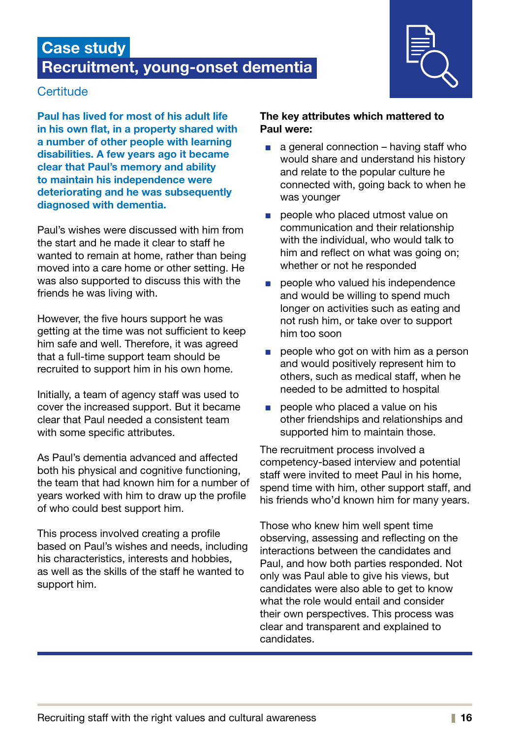# Case study

## Recruitment, young-onset dementia

### Certitude

**Paul has lived for most of his adult life in his own flat, in a property shared with a number of other people with learning disabilities. A few years ago it became clear that Paul's memory and ability to maintain his independence were deteriorating and he was subsequently diagnosed with dementia.**

Paul's wishes were discussed with him from the start and he made it clear to staff he wanted to remain at home, rather than being moved into a care home or other setting. He was also supported to discuss this with the friends he was living with.

However, the five hours support he was getting at the time was not sufficient to keep him safe and well. Therefore, it was agreed that a full-time support team should be recruited to support him in his own home.

Initially, a team of agency staff was used to cover the increased support. But it became clear that Paul needed a consistent team with some specific attributes.

As Paul's dementia advanced and affected both his physical and cognitive functioning, the team that had known him for a number of years worked with him to draw up the profile of who could best support him.

This process involved creating a profile based on Paul's wishes and needs, including his characteristics, interests and hobbies, as well as the skills of the staff he wanted to support him.

**The key attributes which mattered to Paul were:**

- a general connection – having staff who would share and understand his history and relate to the popular culture he connected with, going back to when he was younger
- people who placed utmost value on communication and their relationship with the individual, who would talk to him and reflect on what was going on; whether or not he responded
- people who valued his independence and would be willing to spend much longer on activities such as eating and not rush him, or take over to support him too soon
- people who got on with him as a person and would positively represent him to others, such as medical staff, when he needed to be admitted to hospital
- people who placed a value on his other friendships and relationships and supported him to maintain those.

The recruitment process involved a competency-based interview and potential staff were invited to meet Paul in his home, spend time with him, other support staff, and his friends who'd known him for many years.

Those who knew him well spent time observing, assessing and reflecting on the interactions between the candidates and Paul, and how both parties responded. Not only was Paul able to give his views, but candidates were also able to get to know what the role would entail and consider their own perspectives. This process was clear and transparent and explained to candidates.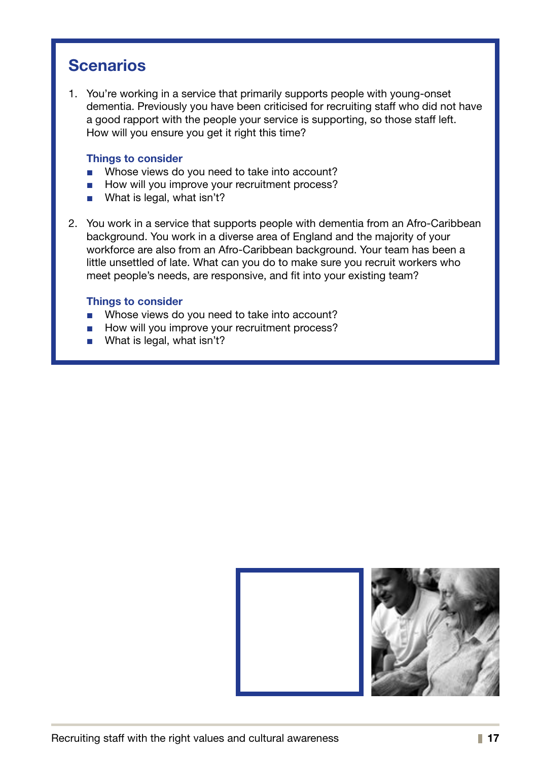## Scenarios

1. You're working in a service that primarily supports people with young-onset dementia. Previously you have been criticised for recruiting staff who did not have a good rapport with the people your service is supporting, so those staff left. How will you ensure you get it right this time?

   **Things to consider**

   - Whose views do you need to take into account?
   - How will you improve your recruitment process?
   - What is legal, what isn't?

2. You work in a service that supports people with dementia from an Afro-Caribbean background. You work in a diverse area of England and the majority of your workforce are also from an Afro-Caribbean background. Your team has been a little unsettled of late. What can you do to make sure you recruit workers who meet people's needs, are responsive, and fit into your existing team?

   **Things to consider**

   - Whose views do you need to take into account?
   - How will you improve your recruitment process?
   - What is legal, what isn't?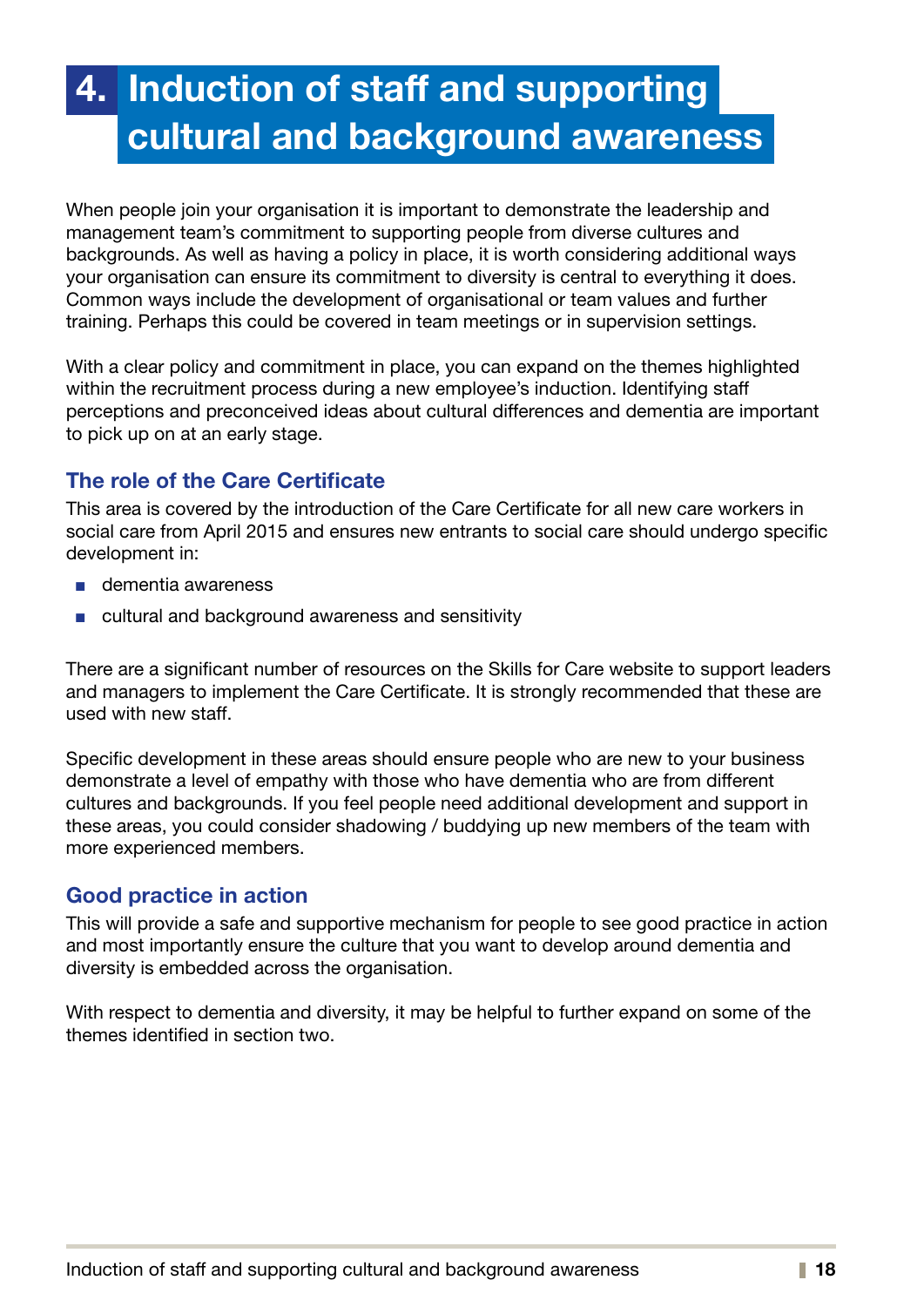# 4. Induction of staff and supporting cultural and background awareness

When people join your organisation it is important to demonstrate the leadership and management team's commitment to supporting people from diverse cultures and backgrounds. As well as having a policy in place, it is worth considering additional ways your organisation can ensure its commitment to diversity is central to everything it does. Common ways include the development of organisational or team values and further training. Perhaps this could be covered in team meetings or in supervision settings.

With a clear policy and commitment in place, you can expand on the themes highlighted within the recruitment process during a new employee's induction. Identifying staff perceptions and preconceived ideas about cultural differences and dementia are important to pick up on at an early stage.

## The role of the Care Certificate

This area is covered by the introduction of the Care Certificate for all new care workers in social care from April 2015 and ensures new entrants to social care should undergo specific development in:

- dementia awareness
- cultural and background awareness and sensitivity

There are a significant number of resources on the Skills for Care website to support leaders and managers to implement the Care Certificate. It is strongly recommended that these are used with new staff.

Specific development in these areas should ensure people who are new to your business demonstrate a level of empathy with those who have dementia who are from different cultures and backgrounds. If you feel people need additional development and support in these areas, you could consider shadowing / buddying up new members of the team with more experienced members.

## Good practice in action

This will provide a safe and supportive mechanism for people to see good practice in action and most importantly ensure the culture that you want to develop around dementia and diversity is embedded across the organisation.

With respect to dementia and diversity, it may be helpful to further expand on some of the themes identified in section two.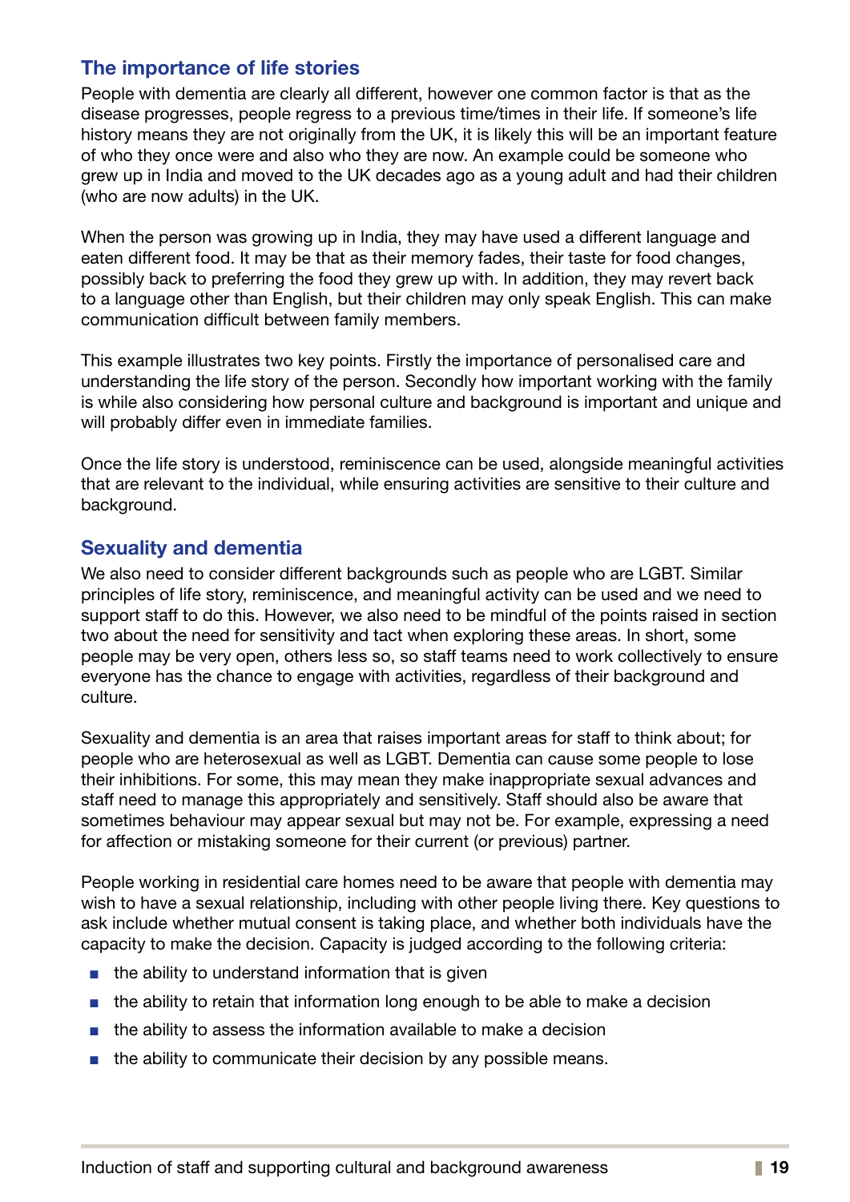## The importance of life stories

People with dementia are clearly all different, however one common factor is that as the disease progresses, people regress to a previous time/times in their life. If someone's life history means they are not originally from the UK, it is likely this will be an important feature of who they once were and also who they are now. An example could be someone who grew up in India and moved to the UK decades ago as a young adult and had their children (who are now adults) in the UK.

When the person was growing up in India, they may have used a different language and eaten different food. It may be that as their memory fades, their taste for food changes, possibly back to preferring the food they grew up with. In addition, they may revert back to a language other than English, but their children may only speak English. This can make communication difficult between family members.

This example illustrates two key points. Firstly the importance of personalised care and understanding the life story of the person. Secondly how important working with the family is while also considering how personal culture and background is important and unique and will probably differ even in immediate families.

Once the life story is understood, reminiscence can be used, alongside meaningful activities that are relevant to the individual, while ensuring activities are sensitive to their culture and background.

## Sexuality and dementia

We also need to consider different backgrounds such as people who are LGBT. Similar principles of life story, reminiscence, and meaningful activity can be used and we need to support staff to do this. However, we also need to be mindful of the points raised in section two about the need for sensitivity and tact when exploring these areas. In short, some people may be very open, others less so, so staff teams need to work collectively to ensure everyone has the chance to engage with activities, regardless of their background and culture.

Sexuality and dementia is an area that raises important areas for staff to think about; for people who are heterosexual as well as LGBT. Dementia can cause some people to lose their inhibitions. For some, this may mean they make inappropriate sexual advances and staff need to manage this appropriately and sensitively. Staff should also be aware that sometimes behaviour may appear sexual but may not be. For example, expressing a need for affection or mistaking someone for their current (or previous) partner.

People working in residential care homes need to be aware that people with dementia may wish to have a sexual relationship, including with other people living there. Key questions to ask include whether mutual consent is taking place, and whether both individuals have the capacity to make the decision. Capacity is judged according to the following criteria:

- the ability to understand information that is given
- the ability to retain that information long enough to be able to make a decision
- the ability to assess the information available to make a decision
- the ability to communicate their decision by any possible means.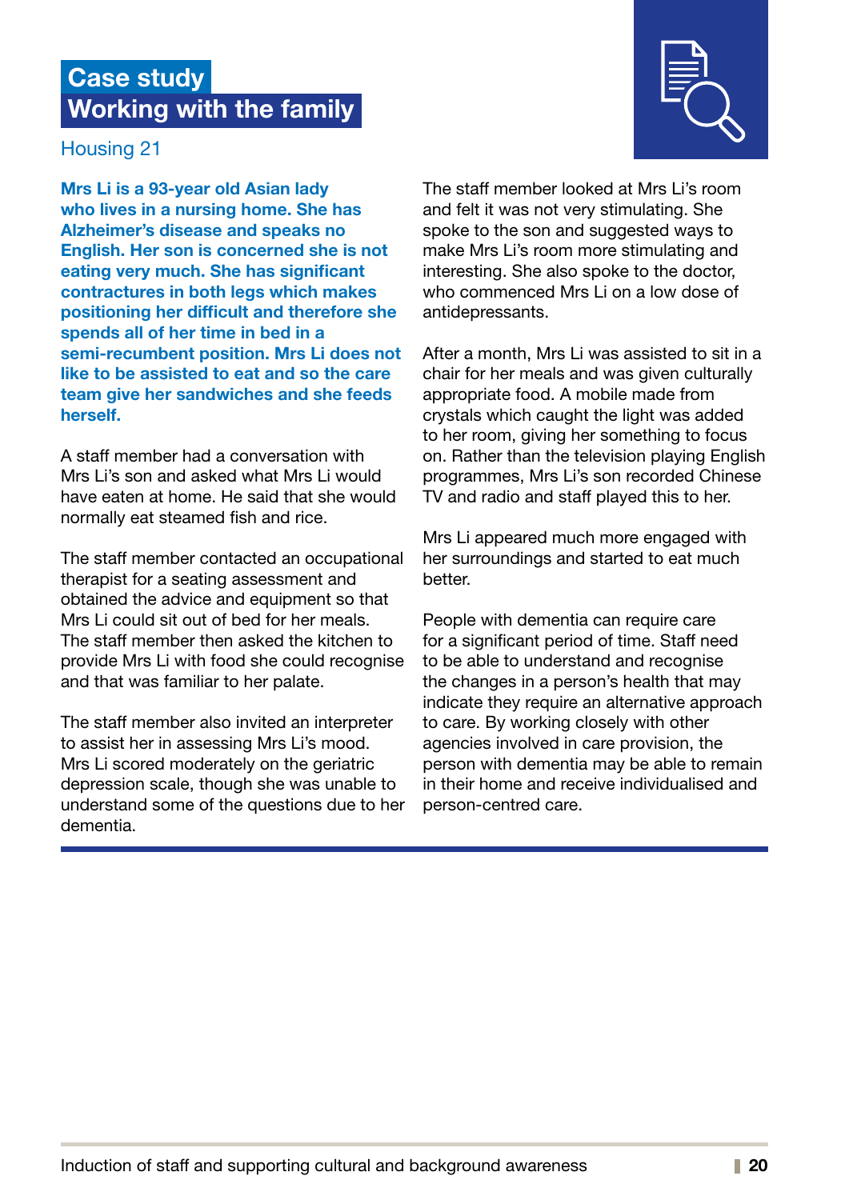## Case study
## Working with the family

Housing 21

**Mrs Li is a 93-year old Asian lady who lives in a nursing home. She has Alzheimer's disease and speaks no English. Her son is concerned she is not eating very much. She has significant contractures in both legs which makes positioning her difficult and therefore she spends all of her time in bed in a semi-recumbent position. Mrs Li does not like to be assisted to eat and so the care team give her sandwiches and she feeds herself.**

A staff member had a conversation with Mrs Li's son and asked what Mrs Li would have eaten at home. He said that she would normally eat steamed fish and rice.

The staff member contacted an occupational therapist for a seating assessment and obtained the advice and equipment so that Mrs Li could sit out of bed for her meals. The staff member then asked the kitchen to provide Mrs Li with food she could recognise and that was familiar to her palate.

The staff member also invited an interpreter to assist her in assessing Mrs Li's mood. Mrs Li scored moderately on the geriatric depression scale, though she was unable to understand some of the questions due to her dementia.

The staff member looked at Mrs Li's room and felt it was not very stimulating. She spoke to the son and suggested ways to make Mrs Li's room more stimulating and interesting. She also spoke to the doctor, who commenced Mrs Li on a low dose of antidepressants.

After a month, Mrs Li was assisted to sit in a chair for her meals and was given culturally appropriate food. A mobile made from crystals which caught the light was added to her room, giving her something to focus on. Rather than the television playing English programmes, Mrs Li's son recorded Chinese TV and radio and staff played this to her.

Mrs Li appeared much more engaged with her surroundings and started to eat much better.

People with dementia can require care for a significant period of time. Staff need to be able to understand and recognise the changes in a person's health that may indicate they require an alternative approach to care. By working closely with other agencies involved in care provision, the person with dementia may be able to remain in their home and receive individualised and person-centred care.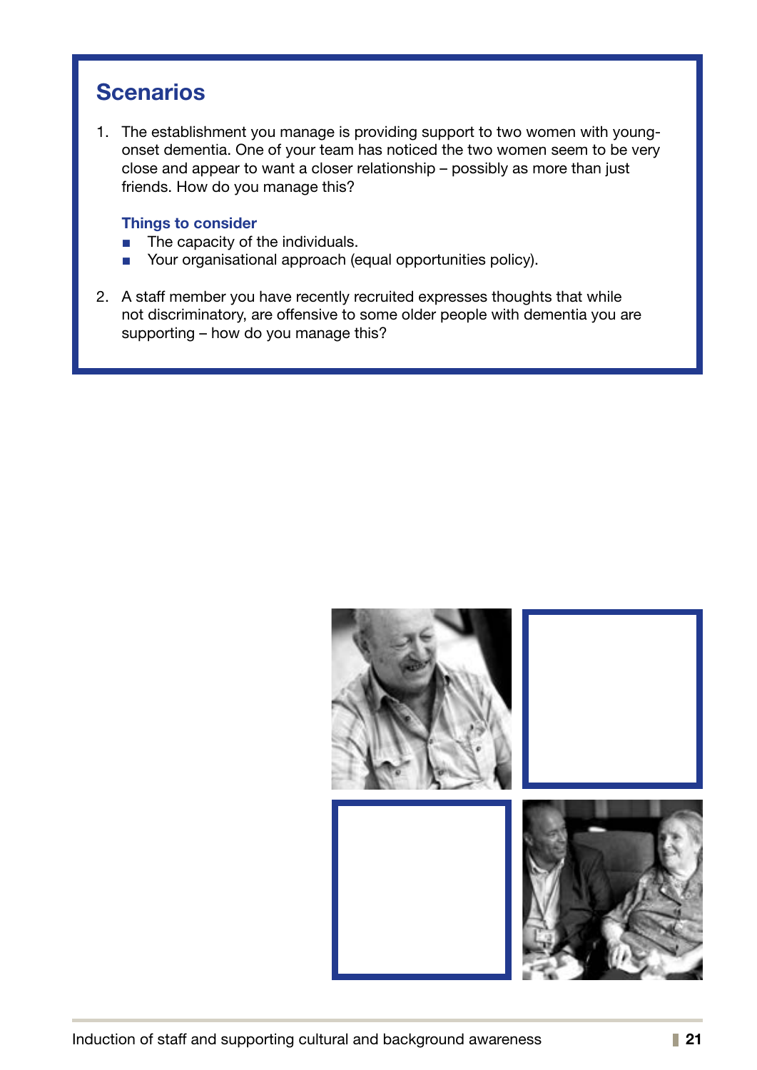## Scenarios

1. The establishment you manage is providing support to two women with young-onset dementia. One of your team has noticed the two women seem to be very close and appear to want a closer relationship – possibly as more than just friends. How do you manage this?

   **Things to consider**

   - The capacity of the individuals.
   - Your organisational approach (equal opportunities policy).

2. A staff member you have recently recruited expresses thoughts that while not discriminatory, are offensive to some older people with dementia you are supporting – how do you manage this?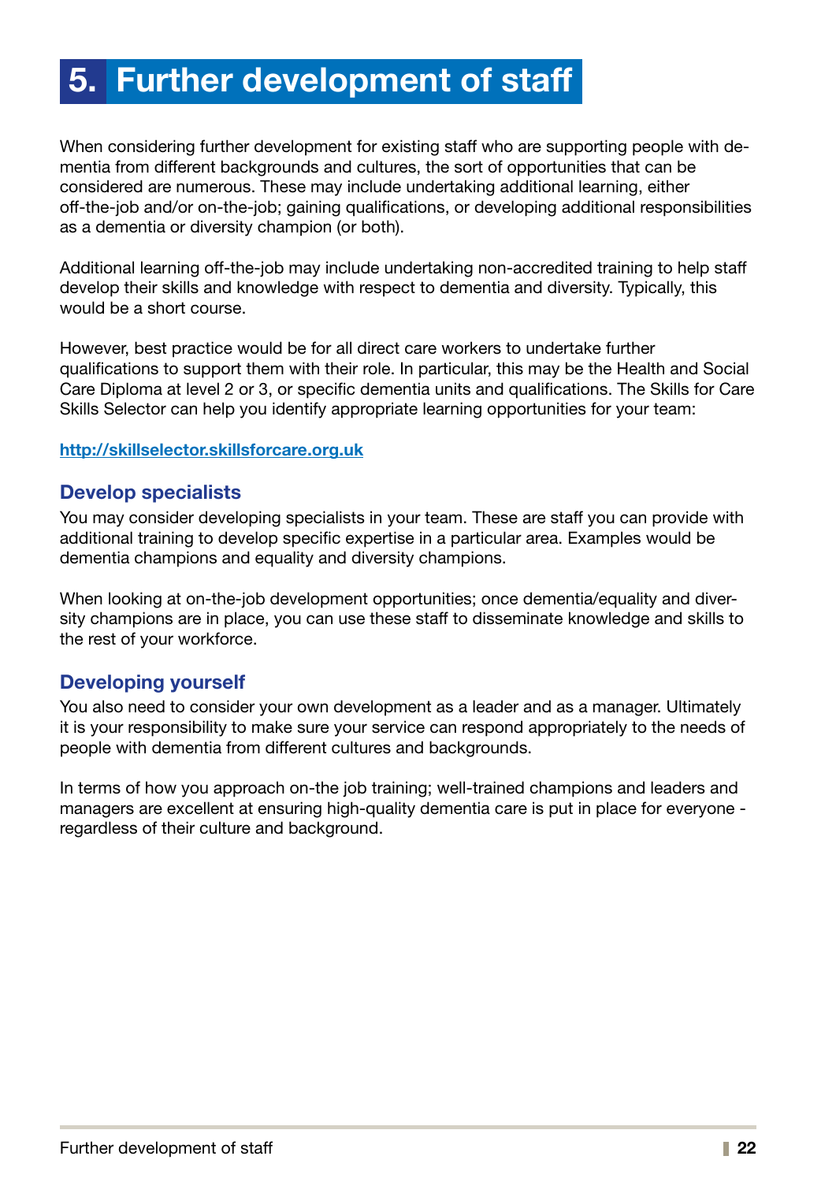# 5. Further development of staff

When considering further development for existing staff who are supporting people with dementia from different backgrounds and cultures, the sort of opportunities that can be considered are numerous. These may include undertaking additional learning, either off-the-job and/or on-the-job; gaining qualifications, or developing additional responsibilities as a dementia or diversity champion (or both).

Additional learning off-the-job may include undertaking non-accredited training to help staff develop their skills and knowledge with respect to dementia and diversity. Typically, this would be a short course.

However, best practice would be for all direct care workers to undertake further qualifications to support them with their role. In particular, this may be the Health and Social Care Diploma at level 2 or 3, or specific dementia units and qualifications. The Skills for Care Skills Selector can help you identify appropriate learning opportunities for your team:

[http://skillselector.skillsforcare.org.uk](http://skillselector.skillsforcare.org.uk)

## Develop specialists

You may consider developing specialists in your team. These are staff you can provide with additional training to develop specific expertise in a particular area. Examples would be dementia champions and equality and diversity champions.

When looking at on-the-job development opportunities; once dementia/equality and diversity champions are in place, you can use these staff to disseminate knowledge and skills to the rest of your workforce.

## Developing yourself

You also need to consider your own development as a leader and as a manager. Ultimately it is your responsibility to make sure your service can respond appropriately to the needs of people with dementia from different cultures and backgrounds.

In terms of how you approach on-the job training; well-trained champions and leaders and managers are excellent at ensuring high-quality dementia care is put in place for everyone - regardless of their culture and background.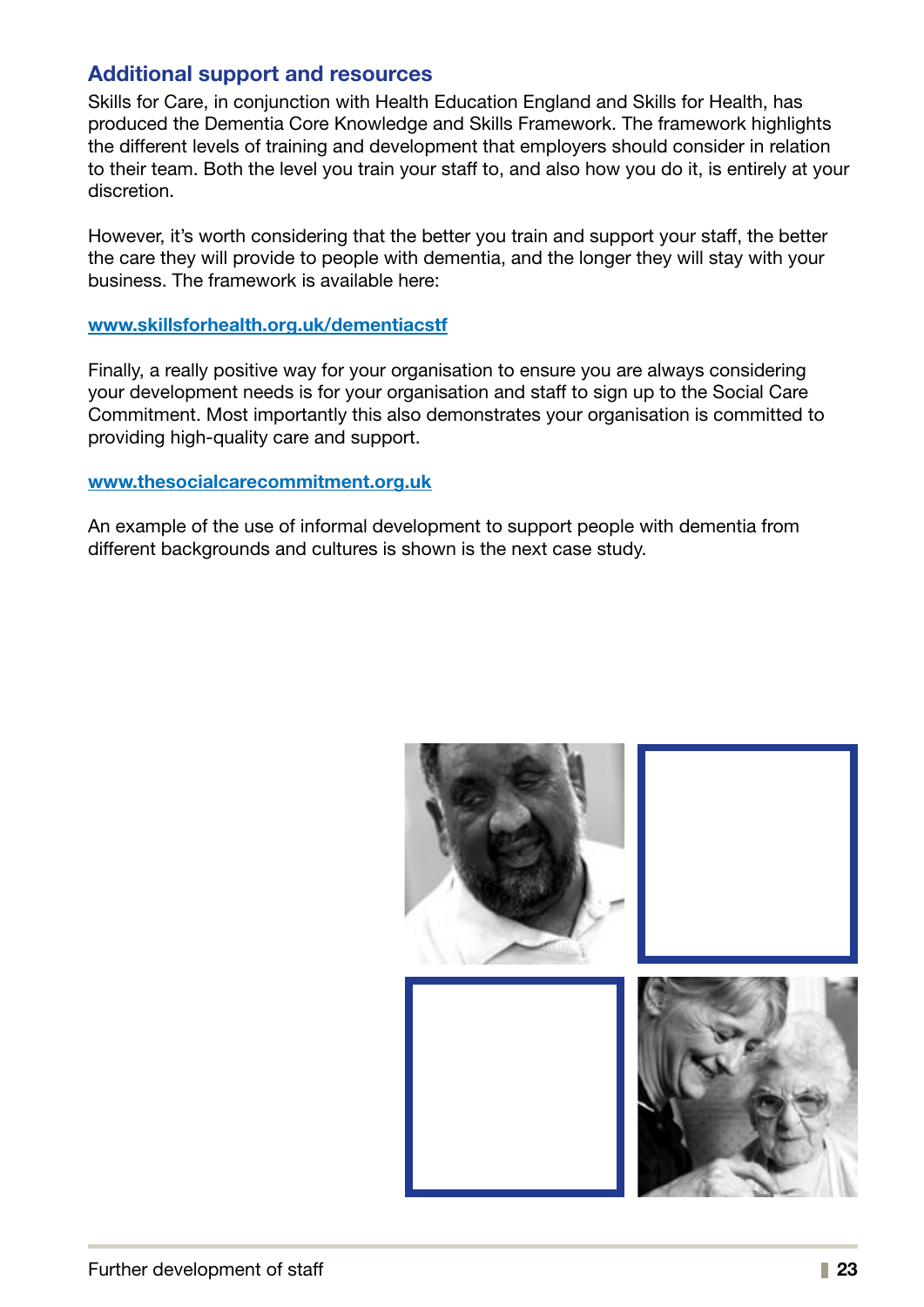## Additional support and resources

Skills for Care, in conjunction with Health Education England and Skills for Health, has produced the Dementia Core Knowledge and Skills Framework. The framework highlights the different levels of training and development that employers should consider in relation to their team. Both the level you train your staff to, and also how you do it, is entirely at your discretion.

However, it's worth considering that the better you train and support your staff, the better the care they will provide to people with dementia, and the longer they will stay with your business. The framework is available here:

**www.skillsforhealth.org.uk/dementiacstf**

Finally, a really positive way for your organisation to ensure you are always considering your development needs is for your organisation and staff to sign up to the Social Care Commitment. Most importantly this also demonstrates your organisation is committed to providing high-quality care and support.

**www.thesocialcarecommitment.org.uk**

An example of the use of informal development to support people with dementia from different backgrounds and cultures is shown is the next case study.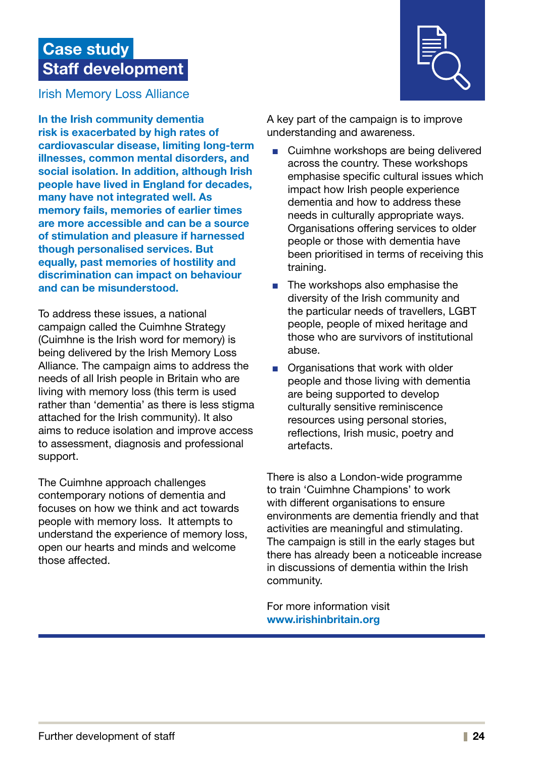# Case study
# Staff development

Irish Memory Loss Alliance

**In the Irish community dementia risk is exacerbated by high rates of cardiovascular disease, limiting long-term illnesses, common mental disorders, and social isolation. In addition, although Irish people have lived in England for decades, many have not integrated well. As memory fails, memories of earlier times are more accessible and can be a source of stimulation and pleasure if harnessed though personalised services. But equally, past memories of hostility and discrimination can impact on behaviour and can be misunderstood.**

To address these issues, a national campaign called the Cuimhne Strategy (Cuimhne is the Irish word for memory) is being delivered by the Irish Memory Loss Alliance. The campaign aims to address the needs of all Irish people in Britain who are living with memory loss (this term is used rather than 'dementia' as there is less stigma attached for the Irish community). It also aims to reduce isolation and improve access to assessment, diagnosis and professional support.

The Cuimhne approach challenges contemporary notions of dementia and focuses on how we think and act towards people with memory loss. It attempts to understand the experience of memory loss, open our hearts and minds and welcome those affected.

A key part of the campaign is to improve understanding and awareness.

- Cuimhne workshops are being delivered across the country. These workshops emphasise specific cultural issues which impact how Irish people experience dementia and how to address these needs in culturally appropriate ways. Organisations offering services to older people or those with dementia have been prioritised in terms of receiving this training.
- The workshops also emphasise the diversity of the Irish community and the particular needs of travellers, LGBT people, people of mixed heritage and those who are survivors of institutional abuse.
- Organisations that work with older people and those living with dementia are being supported to develop culturally sensitive reminiscence resources using personal stories, reflections, Irish music, poetry and artefacts.

There is also a London-wide programme to train 'Cuimhne Champions' to work with different organisations to ensure environments are dementia friendly and that activities are meaningful and stimulating. The campaign is still in the early stages but there has already been a noticeable increase in discussions of dementia within the Irish community.

For more information visit
**www.irishinbritain.org**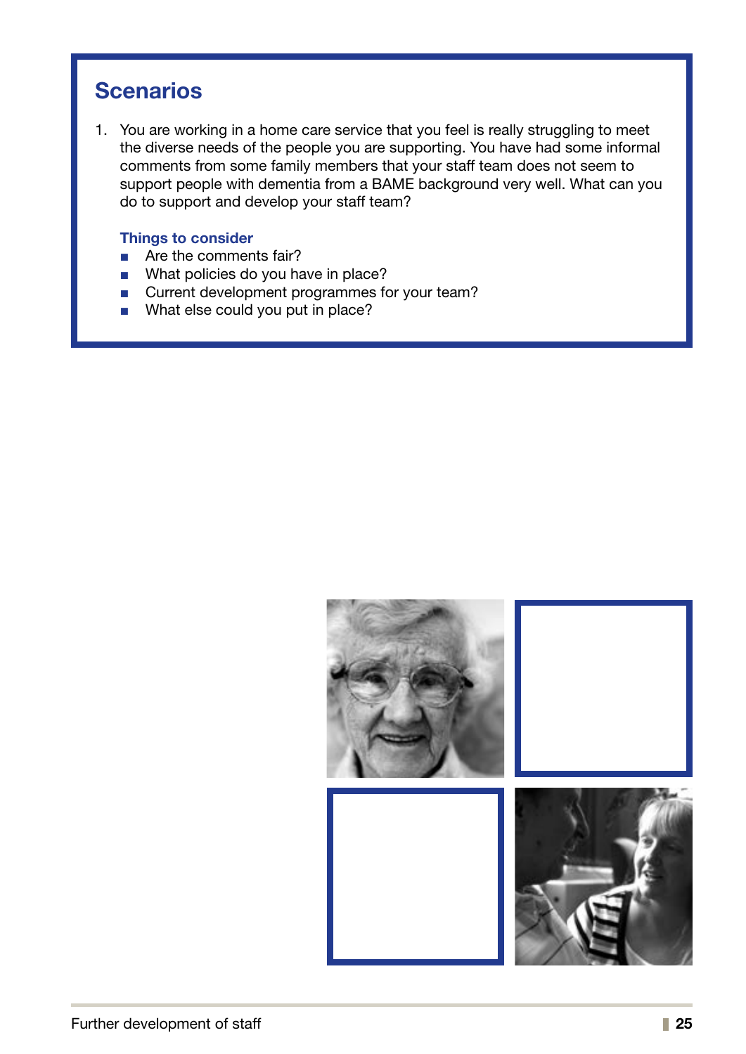## Scenarios

1. You are working in a home care service that you feel is really struggling to meet the diverse needs of the people you are supporting. You have had some informal comments from some family members that your staff team does not seem to support people with dementia from a BAME background very well. What can you do to support and develop your staff team?

### Things to consider

- Are the comments fair?
- What policies do you have in place?
- Current development programmes for your team?
- What else could you put in place?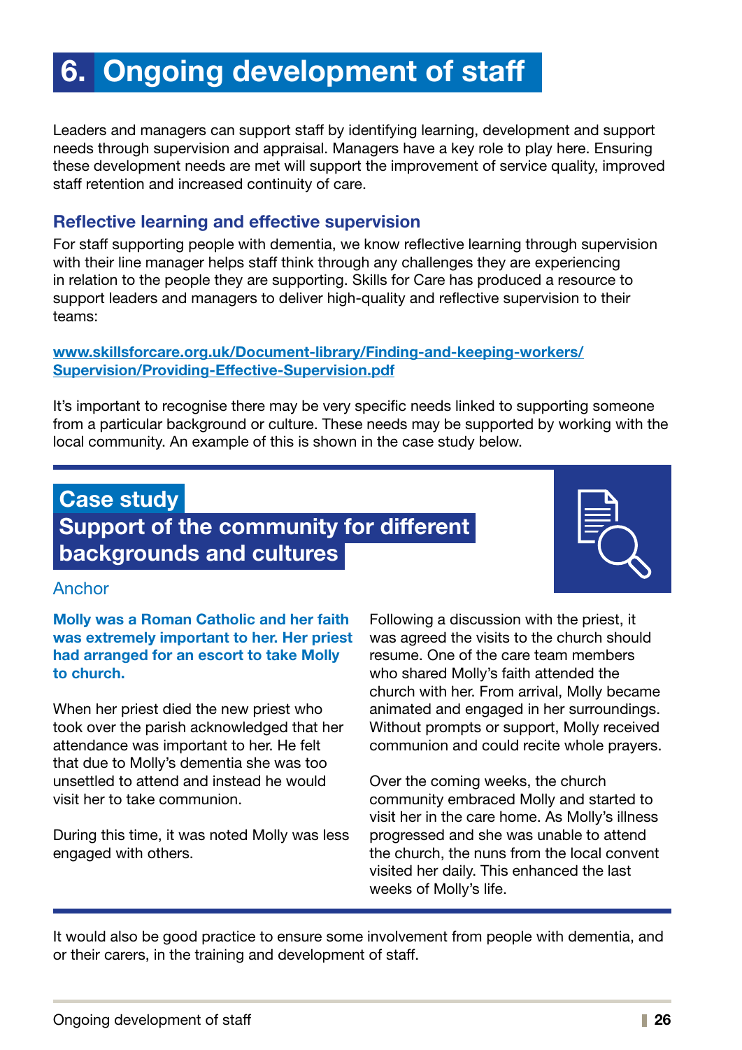# 6. Ongoing development of staff

Leaders and managers can support staff by identifying learning, development and support needs through supervision and appraisal. Managers have a key role to play here. Ensuring these development needs are met will support the improvement of service quality, improved staff retention and increased continuity of care.

## Reflective learning and effective supervision

For staff supporting people with dementia, we know reflective learning through supervision with their line manager helps staff think through any challenges they are experiencing in relation to the people they are supporting. Skills for Care has produced a resource to support leaders and managers to deliver high-quality and reflective supervision to their teams:

[www.skillsforcare.org.uk/Document-library/Finding-and-keeping-workers/Supervision/Providing-Effective-Supervision.pdf](www.skillsforcare.org.uk/Document-library/Finding-and-keeping-workers/Supervision/Providing-Effective-Supervision.pdf)

It's important to recognise there may be very specific needs linked to supporting someone from a particular background or culture. These needs may be supported by working with the local community. An example of this is shown in the case study below.

## Case study

## Support of the community for different backgrounds and cultures

### Anchor

**Molly was a Roman Catholic and her faith was extremely important to her. Her priest had arranged for an escort to take Molly to church.**

When her priest died the new priest who took over the parish acknowledged that her attendance was important to her. He felt that due to Molly's dementia she was too unsettled to attend and instead he would visit her to take communion.

During this time, it was noted Molly was less engaged with others.

Following a discussion with the priest, it was agreed the visits to the church should resume. One of the care team members who shared Molly's faith attended the church with her. From arrival, Molly became animated and engaged in her surroundings. Without prompts or support, Molly received communion and could recite whole prayers.

Over the coming weeks, the church community embraced Molly and started to visit her in the care home. As Molly's illness progressed and she was unable to attend the church, the nuns from the local convent visited her daily. This enhanced the last weeks of Molly's life.

It would also be good practice to ensure some involvement from people with dementia, and or their carers, in the training and development of staff.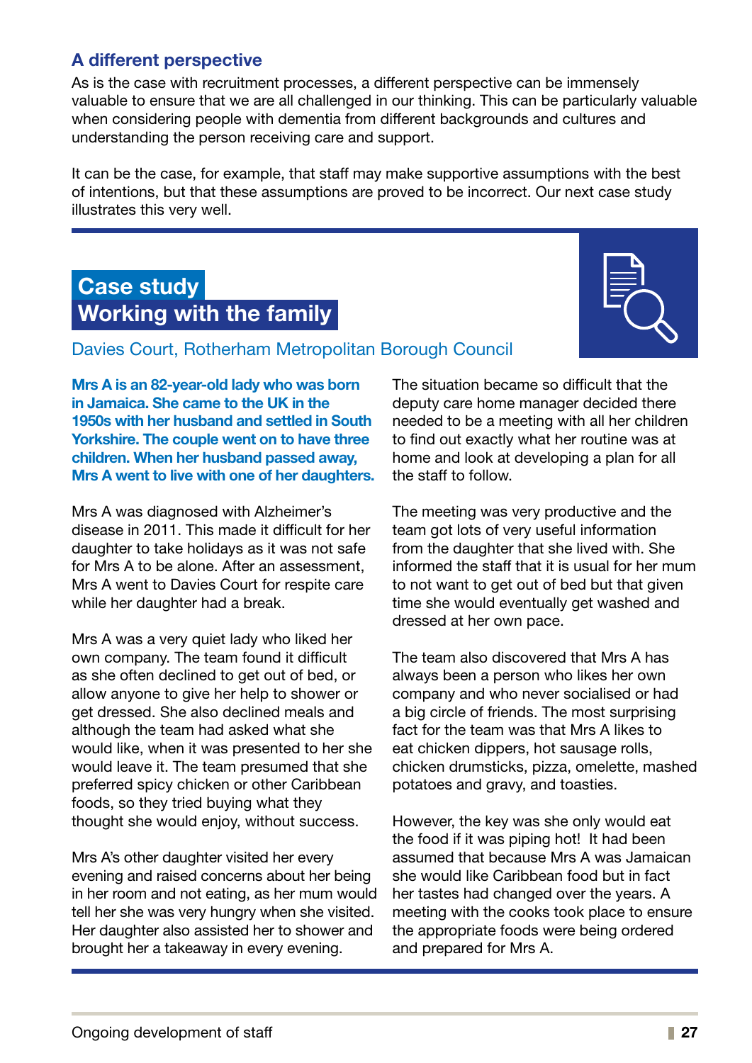## A different perspective

As is the case with recruitment processes, a different perspective can be immensely valuable to ensure that we are all challenged in our thinking. This can be particularly valuable when considering people with dementia from different backgrounds and cultures and understanding the person receiving care and support.

It can be the case, for example, that staff may make supportive assumptions with the best of intentions, but that these assumptions are proved to be incorrect. Our next case study illustrates this very well.

## Case study
## Working with the family

Davies Court, Rotherham Metropolitan Borough Council

**Mrs A is an 82-year-old lady who was born in Jamaica. She came to the UK in the 1950s with her husband and settled in South Yorkshire. The couple went on to have three children. When her husband passed away, Mrs A went to live with one of her daughters.**

Mrs A was diagnosed with Alzheimer's disease in 2011. This made it difficult for her daughter to take holidays as it was not safe for Mrs A to be alone. After an assessment, Mrs A went to Davies Court for respite care while her daughter had a break.

Mrs A was a very quiet lady who liked her own company. The team found it difficult as she often declined to get out of bed, or allow anyone to give her help to shower or get dressed. She also declined meals and although the team had asked what she would like, when it was presented to her she would leave it. The team presumed that she preferred spicy chicken or other Caribbean foods, so they tried buying what they thought she would enjoy, without success.

Mrs A's other daughter visited her every evening and raised concerns about her being in her room and not eating, as her mum would tell her she was very hungry when she visited. Her daughter also assisted her to shower and brought her a takeaway in every evening.

The situation became so difficult that the deputy care home manager decided there needed to be a meeting with all her children to find out exactly what her routine was at home and look at developing a plan for all the staff to follow.

The meeting was very productive and the team got lots of very useful information from the daughter that she lived with. She informed the staff that it is usual for her mum to not want to get out of bed but that given time she would eventually get washed and dressed at her own pace.

The team also discovered that Mrs A has always been a person who likes her own company and who never socialised or had a big circle of friends. The most surprising fact for the team was that Mrs A likes to eat chicken dippers, hot sausage rolls, chicken drumsticks, pizza, omelette, mashed potatoes and gravy, and toasties.

However, the key was she only would eat the food if it was piping hot! It had been assumed that because Mrs A was Jamaican she would like Caribbean food but in fact her tastes had changed over the years. A meeting with the cooks took place to ensure the appropriate foods were being ordered and prepared for Mrs A.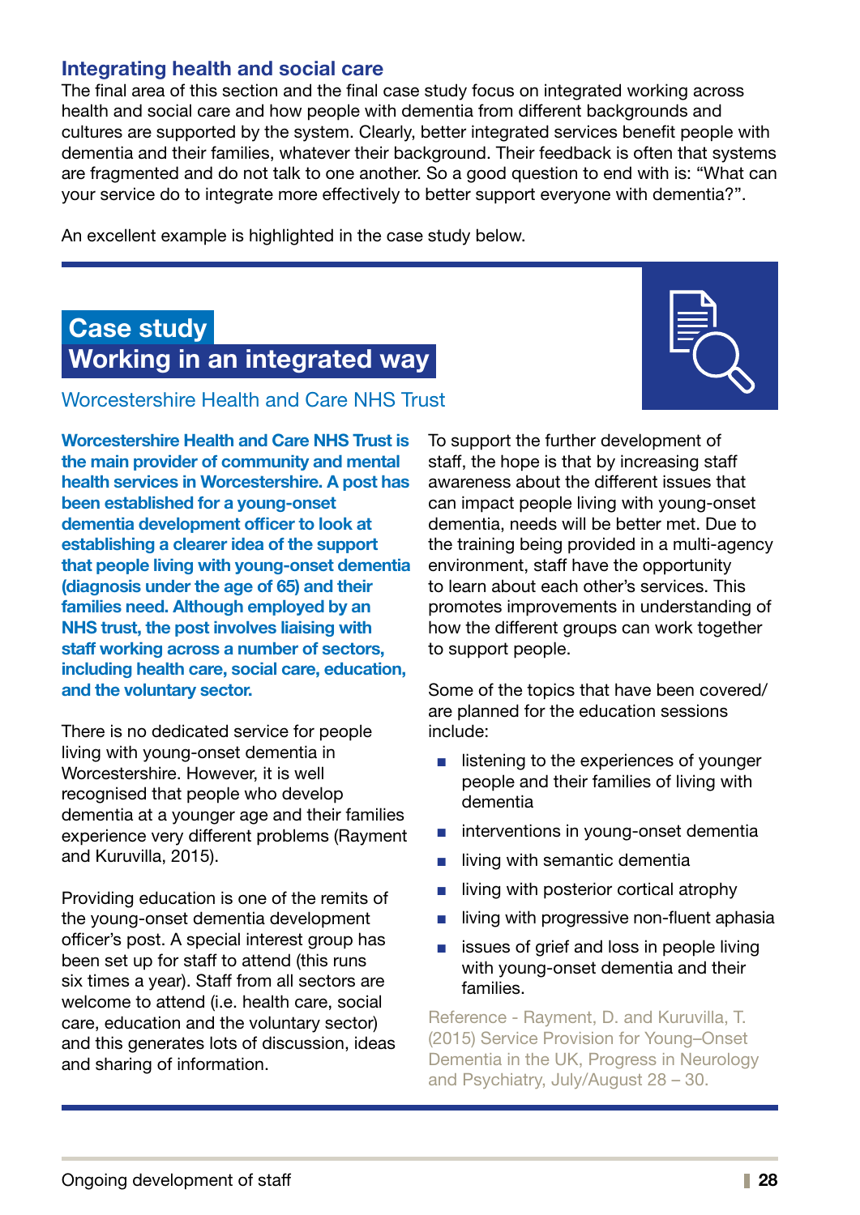## Integrating health and social care

The final area of this section and the final case study focus on integrated working across health and social care and how people with dementia from different backgrounds and cultures are supported by the system. Clearly, better integrated services benefit people with dementia and their families, whatever their background. Their feedback is often that systems are fragmented and do not talk to one another. So a good question to end with is: "What can your service do to integrate more effectively to better support everyone with dementia?".

An excellent example is highlighted in the case study below.

## Case study
## Working in an integrated way

### Worcestershire Health and Care NHS Trust

**Worcestershire Health and Care NHS Trust is the main provider of community and mental health services in Worcestershire. A post has been established for a young-onset dementia development officer to look at establishing a clearer idea of the support that people living with young-onset dementia (diagnosis under the age of 65) and their families need. Although employed by an NHS trust, the post involves liaising with staff working across a number of sectors, including health care, social care, education, and the voluntary sector.**

There is no dedicated service for people living with young-onset dementia in Worcestershire. However, it is well recognised that people who develop dementia at a younger age and their families experience very different problems (Rayment and Kuruvilla, 2015).

Providing education is one of the remits of the young-onset dementia development officer's post. A special interest group has been set up for staff to attend (this runs six times a year). Staff from all sectors are welcome to attend (i.e. health care, social care, education and the voluntary sector) and this generates lots of discussion, ideas and sharing of information.

To support the further development of staff, the hope is that by increasing staff awareness about the different issues that can impact people living with young-onset dementia, needs will be better met. Due to the training being provided in a multi-agency environment, staff have the opportunity to learn about each other's services. This promotes improvements in understanding of how the different groups can work together to support people.

Some of the topics that have been covered/ are planned for the education sessions include:

- listening to the experiences of younger people and their families of living with dementia
- interventions in young-onset dementia
- living with semantic dementia
- living with posterior cortical atrophy
- living with progressive non-fluent aphasia
- issues of grief and loss in people living with young-onset dementia and their families.

Reference - Rayment, D. and Kuruvilla, T. (2015) Service Provision for Young–Onset Dementia in the UK, Progress in Neurology and Psychiatry, July/August 28 – 30.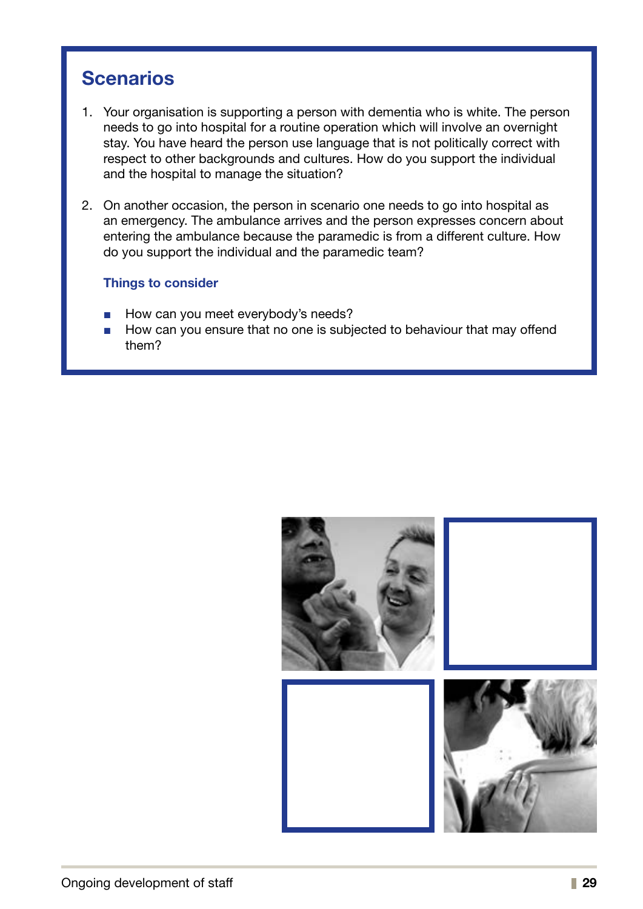## Scenarios

1. Your organisation is supporting a person with dementia who is white. The person needs to go into hospital for a routine operation which will involve an overnight stay. You have heard the person use language that is not politically correct with respect to other backgrounds and cultures. How do you support the individual and the hospital to manage the situation?

2. On another occasion, the person in scenario one needs to go into hospital as an emergency. The ambulance arrives and the person expresses concern about entering the ambulance because the paramedic is from a different culture. How do you support the individual and the paramedic team?

### Things to consider

- How can you meet everybody's needs?
- How can you ensure that no one is subjected to behaviour that may offend them?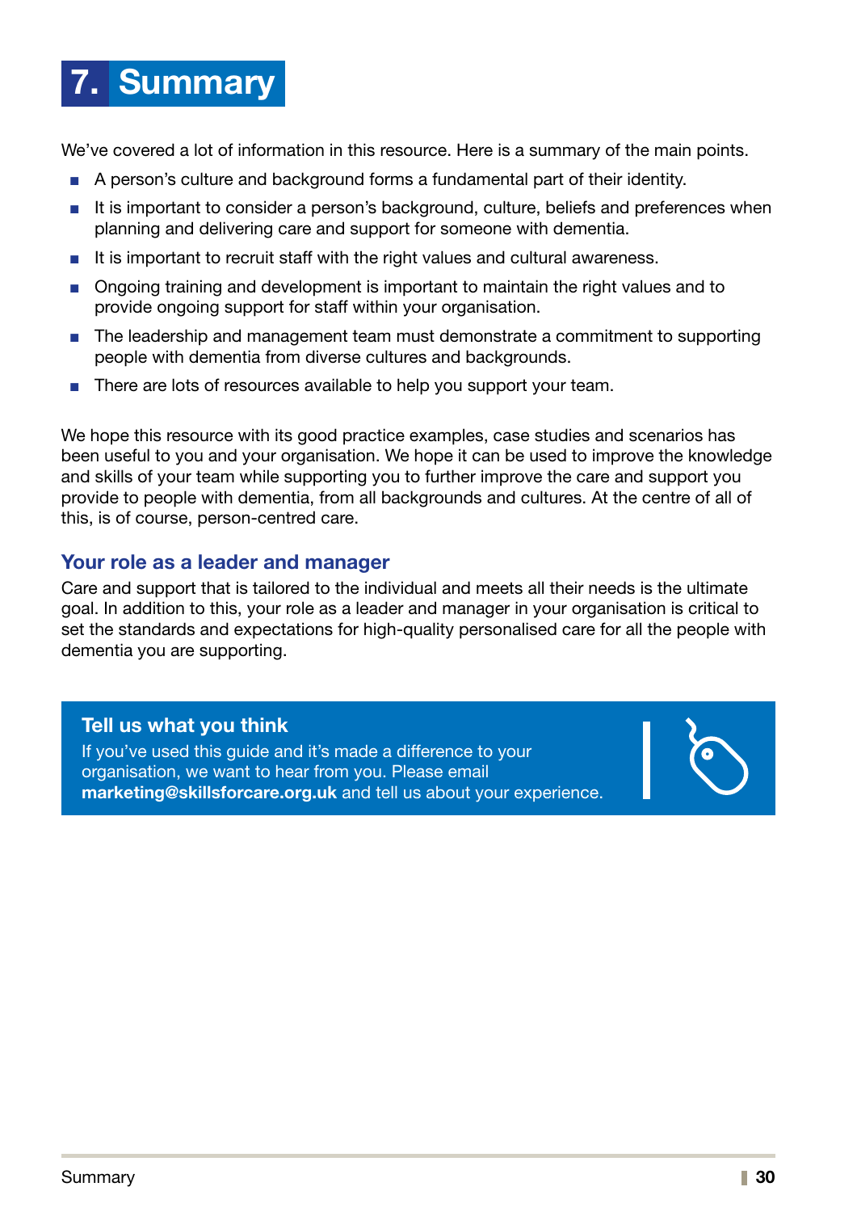# 7. Summary

We've covered a lot of information in this resource. Here is a summary of the main points.

- A person's culture and background forms a fundamental part of their identity.
- It is important to consider a person's background, culture, beliefs and preferences when planning and delivering care and support for someone with dementia.
- It is important to recruit staff with the right values and cultural awareness.
- Ongoing training and development is important to maintain the right values and to provide ongoing support for staff within your organisation.
- The leadership and management team must demonstrate a commitment to supporting people with dementia from diverse cultures and backgrounds.
- There are lots of resources available to help you support your team.

We hope this resource with its good practice examples, case studies and scenarios has been useful to you and your organisation. We hope it can be used to improve the knowledge and skills of your team while supporting you to further improve the care and support you provide to people with dementia, from all backgrounds and cultures. At the centre of all of this, is of course, person-centred care.

## Your role as a leader and manager

Care and support that is tailored to the individual and meets all their needs is the ultimate goal. In addition to this, your role as a leader and manager in your organisation is critical to set the standards and expectations for high-quality personalised care for all the people with dementia you are supporting.

### Tell us what you think

If you've used this guide and it's made a difference to your organisation, we want to hear from you. Please email **marketing@skillsforcare.org.uk** and tell us about your experience.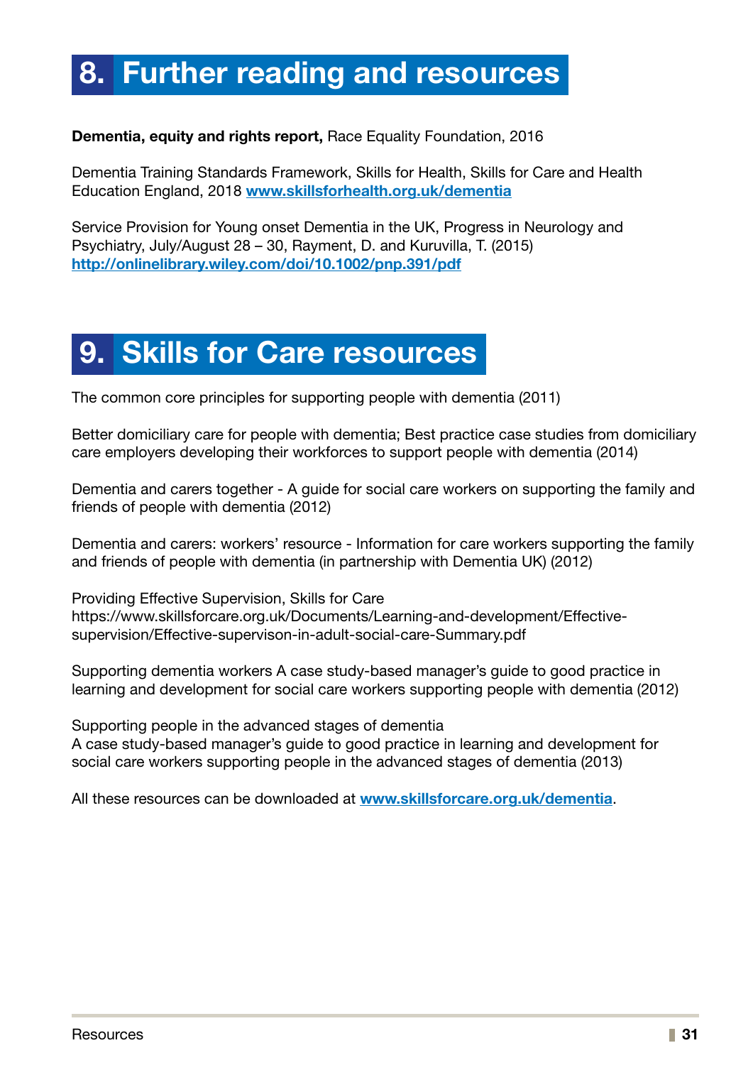# 8. Further reading and resources

**Dementia, equity and rights report,** Race Equality Foundation, 2016

Dementia Training Standards Framework, Skills for Health, Skills for Care and Health Education England, 2018 [www.skillsforhealth.org.uk/dementia](www.skillsforhealth.org.uk/dementia)

Service Provision for Young onset Dementia in the UK, Progress in Neurology and Psychiatry, July/August 28 – 30, Rayment, D. and Kuruvilla, T. (2015) [http://onlinelibrary.wiley.com/doi/10.1002/pnp.391/pdf](http://onlinelibrary.wiley.com/doi/10.1002/pnp.391/pdf)

# 9. Skills for Care resources

The common core principles for supporting people with dementia (2011)

Better domiciliary care for people with dementia; Best practice case studies from domiciliary care employers developing their workforces to support people with dementia (2014)

Dementia and carers together - A guide for social care workers on supporting the family and friends of people with dementia (2012)

Dementia and carers: workers' resource - Information for care workers supporting the family and friends of people with dementia (in partnership with Dementia UK) (2012)

Providing Effective Supervision, Skills for Care
https://www.skillsforcare.org.uk/Documents/Learning-and-development/Effective-supervision/Effective-supervison-in-adult-social-care-Summary.pdf

Supporting dementia workers A case study-based manager's guide to good practice in learning and development for social care workers supporting people with dementia (2012)

Supporting people in the advanced stages of dementia
A case study-based manager's guide to good practice in learning and development for social care workers supporting people in the advanced stages of dementia (2013)

All these resources can be downloaded at [www.skillsforcare.org.uk/dementia](www.skillsforcare.org.uk/dementia).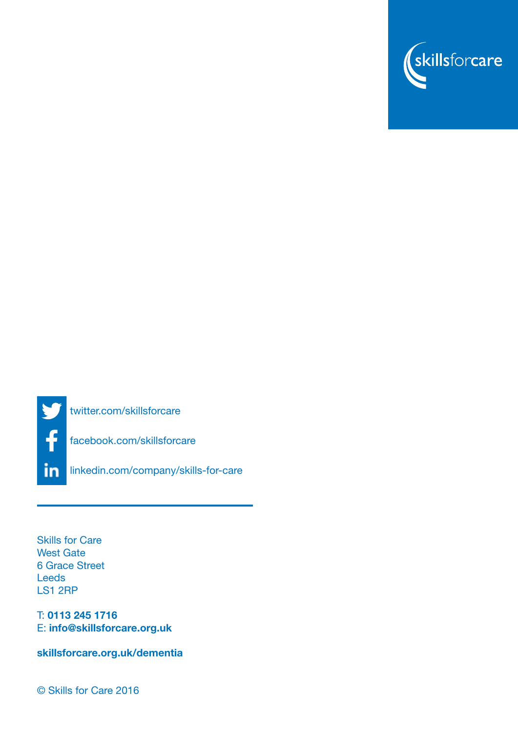skillsforcare

twitter.com/skillsforcare

facebook.com/skillsforcare

linkedin.com/company/skills-for-care

Skills for Care
West Gate
6 Grace Street
Leeds
LS1 2RP

T: **0113 245 1716**
E: **info@skillsforcare.org.uk**

**skillsforcare.org.uk/dementia**

© Skills for Care 2016